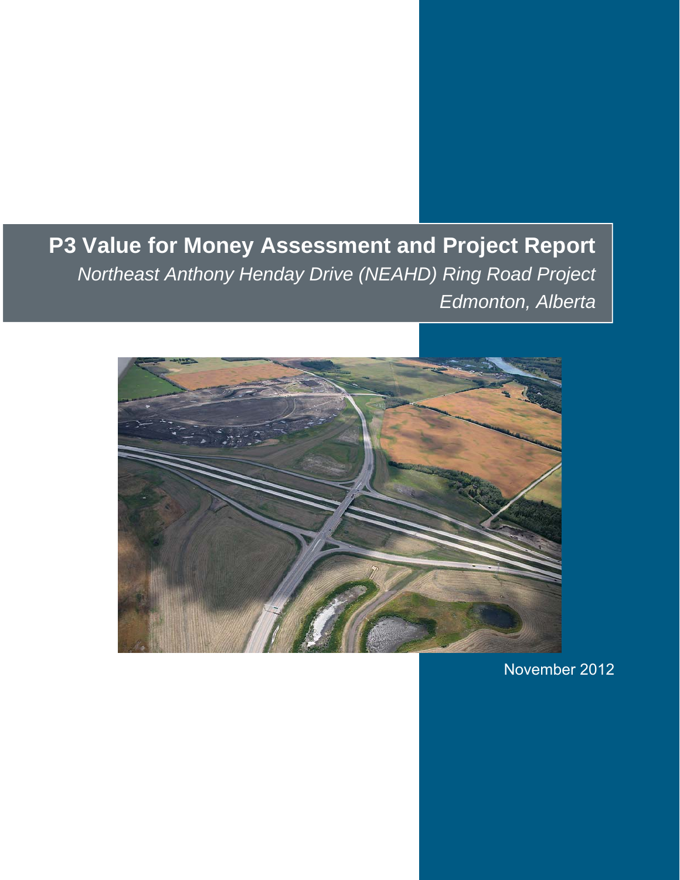# P3 Value for Money Assessment and Project Report

*Northeast Anthony Henday Drive (NEAHD) Ring Road Project*

*Edmonton, Alberta*

November 2012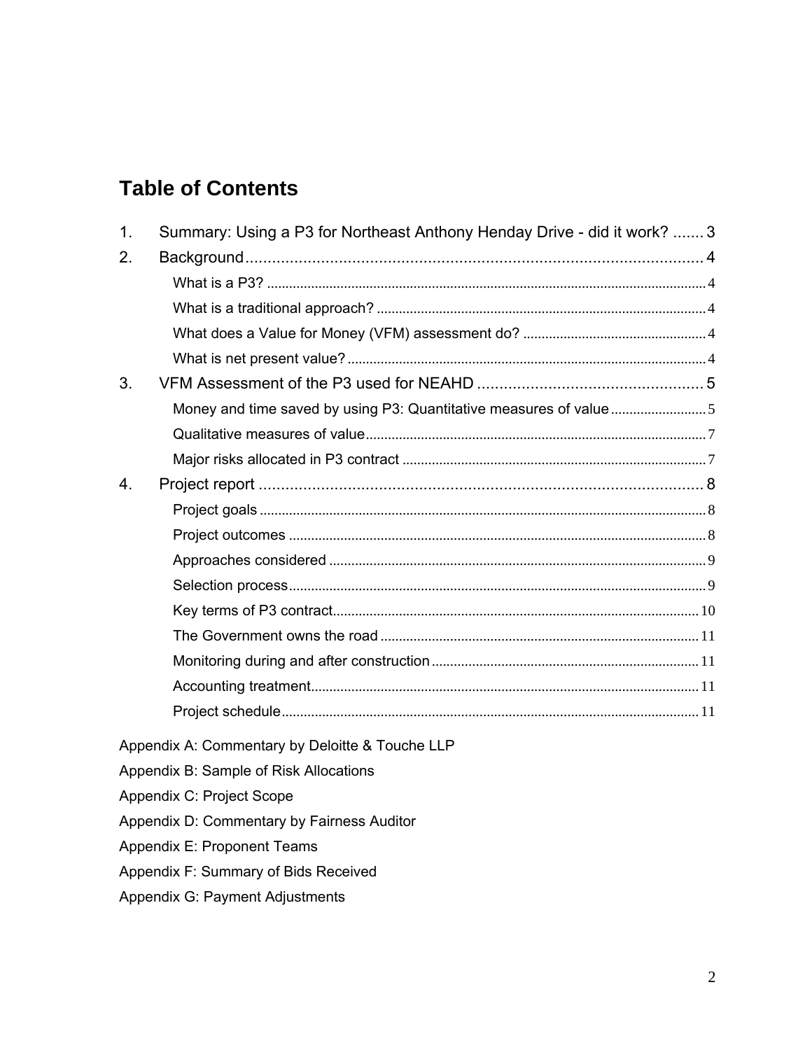# Table of Contents

1. Summary: Using a P3 for Northeast Anthony Henday Drive - did it work? ....... 3
2. Background ........................................................................................................ 4
   - What is a P3? ...................................................................................................... 4
   - What is a traditional approach? ......................................................................... 4
   - What does a Value for Money (VFM) assessment do? ..................................... 4
   - What is net present value? ................................................................................. 4
3. VFM Assessment of the P3 used for NEAHD .................................................. 5
   - Money and time saved by using P3: Quantitative measures of value ................ 5
   - Qualitative measures of value ............................................................................ 7
   - Major risks allocated in P3 contract .................................................................. 7
4. Project report ...................................................................................................... 8
   - Project goals ........................................................................................................ 8
   - Project outcomes ................................................................................................. 8
   - Approaches considered ...................................................................................... 9
   - Selection process ................................................................................................. 9
   - Key terms of P3 contract .................................................................................. 10
   - The Government owns the road ...................................................................... 11
   - Monitoring during and after construction ........................................................ 11
   - Accounting treatment ....................................................................................... 11
   - Project schedule ............................................................................................... 11

Appendix A: Commentary by Deloitte & Touche LLP

Appendix B: Sample of Risk Allocations

Appendix C: Project Scope

Appendix D: Commentary by Fairness Auditor

Appendix E: Proponent Teams

Appendix F: Summary of Bids Received

Appendix G: Payment Adjustments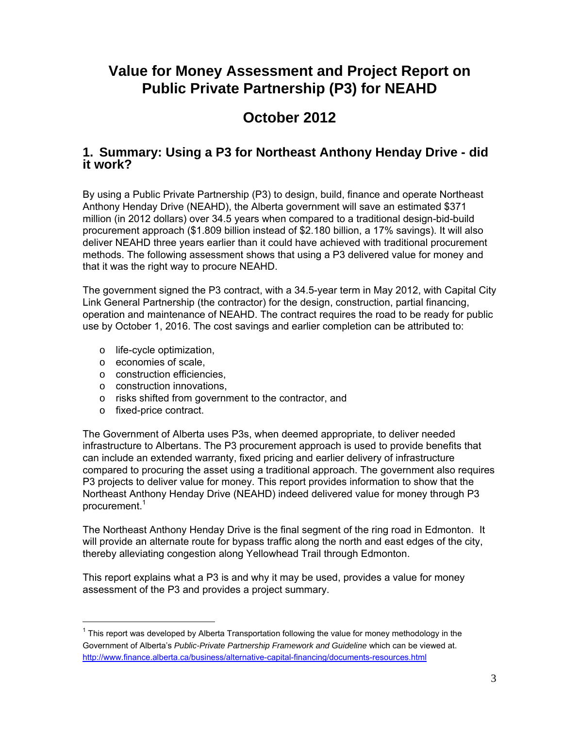# Value for Money Assessment and Project Report on Public Private Partnership (P3) for NEAHD

# October 2012

## 1. Summary: Using a P3 for Northeast Anthony Henday Drive - did it work?

By using a Public Private Partnership (P3) to design, build, finance and operate Northeast Anthony Henday Drive (NEAHD), the Alberta government will save an estimated $371 million (in 2012 dollars) over 34.5 years when compared to a traditional design-bid-build procurement approach ($1.809 billion instead of $2.180 billion, a 17% savings). It will also deliver NEAHD three years earlier than it could have achieved with traditional procurement methods. The following assessment shows that using a P3 delivered value for money and that it was the right way to procure NEAHD.

The government signed the P3 contract, with a 34.5-year term in May 2012, with Capital City Link General Partnership (the contractor) for the design, construction, partial financing, operation and maintenance of NEAHD. The contract requires the road to be ready for public use by October 1, 2016. The cost savings and earlier completion can be attributed to:

- life-cycle optimization,
- economies of scale,
- construction efficiencies,
- construction innovations,
- risks shifted from government to the contractor, and
- fixed-price contract.

The Government of Alberta uses P3s, when deemed appropriate, to deliver needed infrastructure to Albertans. The P3 procurement approach is used to provide benefits that can include an extended warranty, fixed pricing and earlier delivery of infrastructure compared to procuring the asset using a traditional approach. The government also requires P3 projects to deliver value for money. This report provides information to show that the Northeast Anthony Henday Drive (NEAHD) indeed delivered value for money through P3 procurement.[1]

The Northeast Anthony Henday Drive is the final segment of the ring road in Edmonton. It will provide an alternate route for bypass traffic along the north and east edges of the city, thereby alleviating congestion along Yellowhead Trail through Edmonton.

This report explains what a P3 is and why it may be used, provides a value for money assessment of the P3 and provides a project summary.

---

[1] This report was developed by Alberta Transportation following the value for money methodology in the Government of Alberta's *Public-Private Partnership Framework and Guideline* which can be viewed at. http://www.finance.alberta.ca/business/alternative-capital-financing/documents-resources.html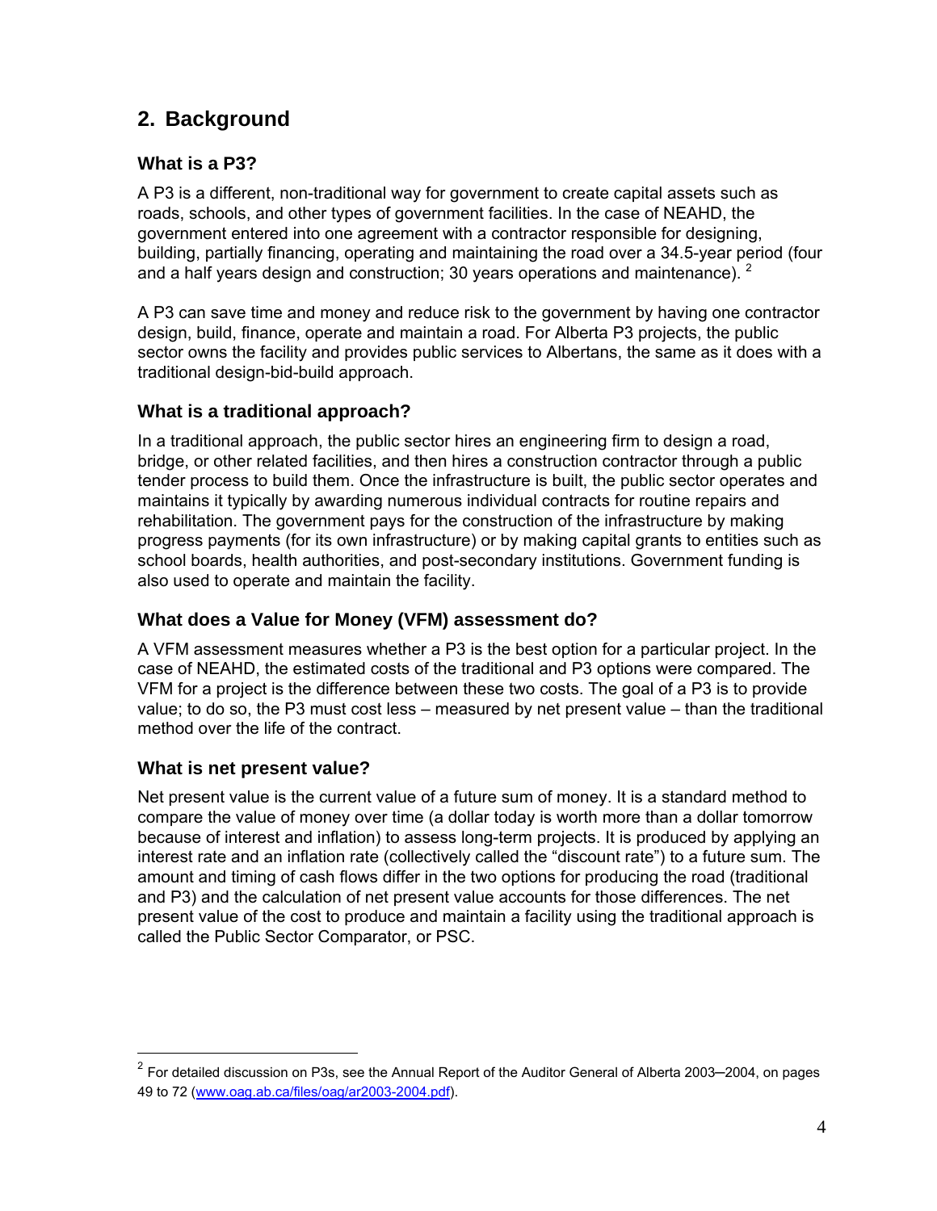## 2. Background

### What is a P3?

A P3 is a different, non-traditional way for government to create capital assets such as roads, schools, and other types of government facilities. In the case of NEAHD, the government entered into one agreement with a contractor responsible for designing, building, partially financing, operating and maintaining the road over a 34.5-year period (four and a half years design and construction; 30 years operations and maintenance).[2]

A P3 can save time and money and reduce risk to the government by having one contractor design, build, finance, operate and maintain a road. For Alberta P3 projects, the public sector owns the facility and provides public services to Albertans, the same as it does with a traditional design-bid-build approach.

### What is a traditional approach?

In a traditional approach, the public sector hires an engineering firm to design a road, bridge, or other related facilities, and then hires a construction contractor through a public tender process to build them. Once the infrastructure is built, the public sector operates and maintains it typically by awarding numerous individual contracts for routine repairs and rehabilitation. The government pays for the construction of the infrastructure by making progress payments (for its own infrastructure) or by making capital grants to entities such as school boards, health authorities, and post-secondary institutions. Government funding is also used to operate and maintain the facility.

### What does a Value for Money (VFM) assessment do?

A VFM assessment measures whether a P3 is the best option for a particular project. In the case of NEAHD, the estimated costs of the traditional and P3 options were compared. The VFM for a project is the difference between these two costs. The goal of a P3 is to provide value; to do so, the P3 must cost less – measured by net present value – than the traditional method over the life of the contract.

### What is net present value?

Net present value is the current value of a future sum of money. It is a standard method to compare the value of money over time (a dollar today is worth more than a dollar tomorrow because of interest and inflation) to assess long-term projects. It is produced by applying an interest rate and an inflation rate (collectively called the "discount rate") to a future sum. The amount and timing of cash flows differ in the two options for producing the road (traditional and P3) and the calculation of net present value accounts for those differences. The net present value of the cost to produce and maintain a facility using the traditional approach is called the Public Sector Comparator, or PSC.

---

[2] For detailed discussion on P3s, see the Annual Report of the Auditor General of Alberta 2003–2004, on pages 49 to 72 (www.oag.ab.ca/files/oag/ar2003-2004.pdf).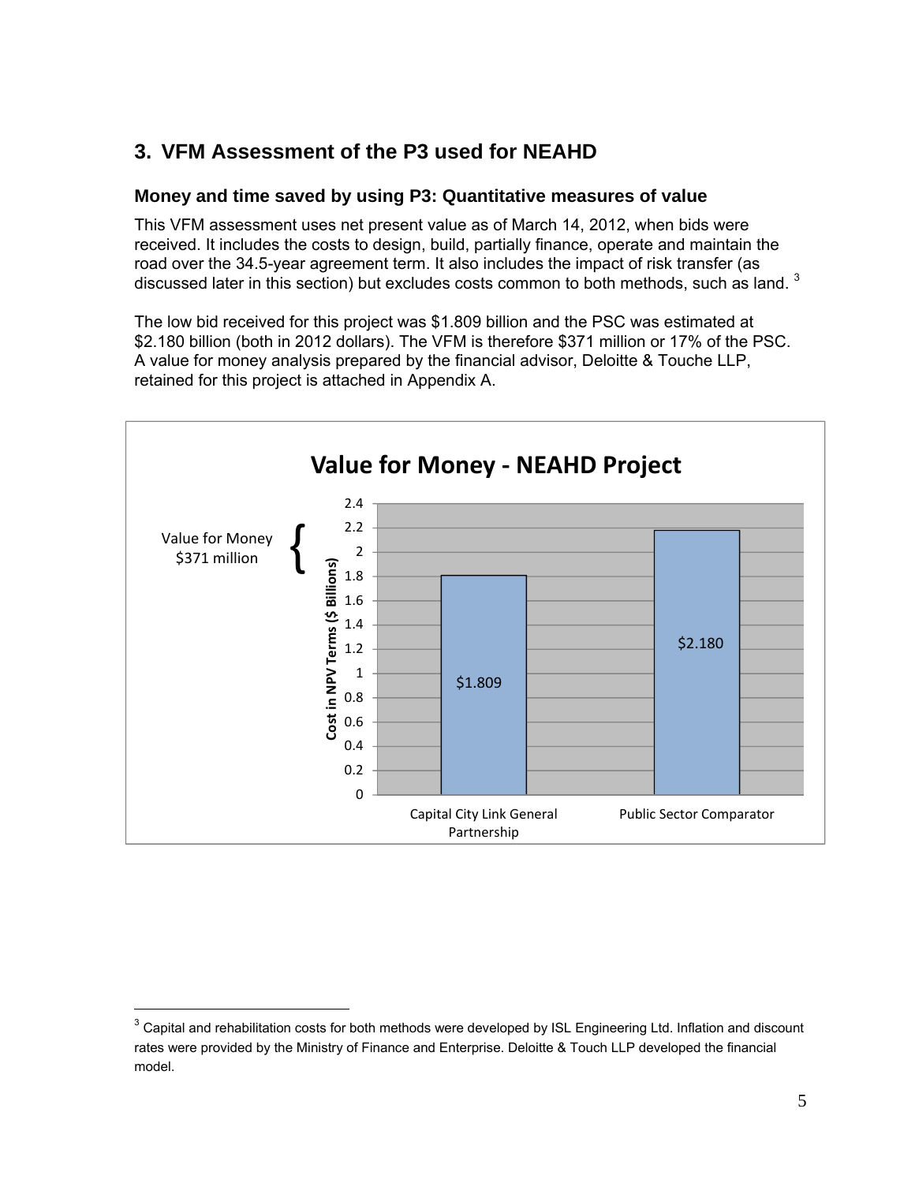## 3. VFM Assessment of the P3 used for NEAHD

### Money and time saved by using P3: Quantitative measures of value

This VFM assessment uses net present value as of March 14, 2012, when bids were received. It includes the costs to design, build, partially finance, operate and maintain the road over the 34.5-year agreement term. It also includes the impact of risk transfer (as discussed later in this section) but excludes costs common to both methods, such as land. [3]

The low bid received for this project was $1.809 billion and the PSC was estimated at $2.180 billion (both in 2012 dollars). The VFM is therefore $371 million or 17% of the PSC. A value for money analysis prepared by the financial advisor, Deloitte & Touche LLP, retained for this project is attached in Appendix A.

**Value for Money - NEAHD Project**

Value for Money $371 million

| | Cost in NPV Terms ($ Billions) |
|---|---|
| Capital City Link General Partnership | $1.809 |
| Public Sector Comparator | $2.180 |

[3] Capital and rehabilitation costs for both methods were developed by ISL Engineering Ltd. Inflation and discount rates were provided by the Ministry of Finance and Enterprise. Deloitte & Touch LLP developed the financial model.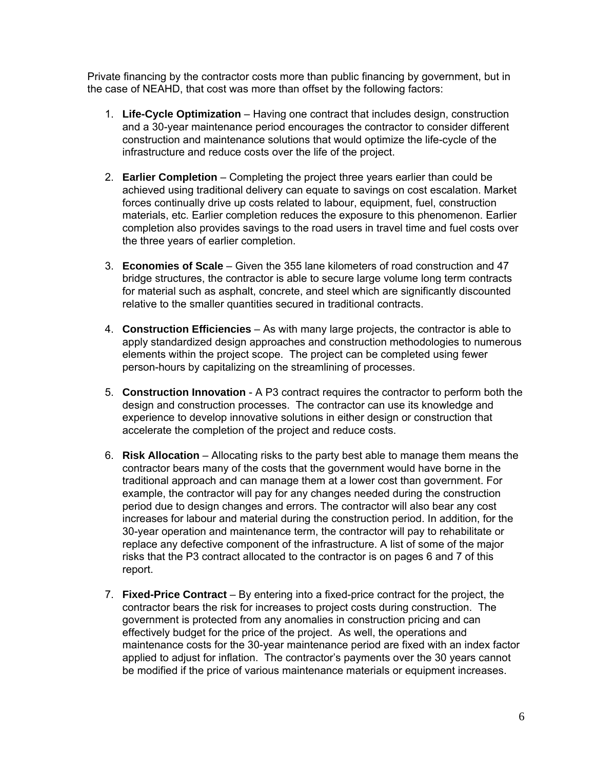Private financing by the contractor costs more than public financing by government, but in the case of NEAHD, that cost was more than offset by the following factors:

1. **Life-Cycle Optimization** – Having one contract that includes design, construction and a 30-year maintenance period encourages the contractor to consider different construction and maintenance solutions that would optimize the life-cycle of the infrastructure and reduce costs over the life of the project.

2. **Earlier Completion** – Completing the project three years earlier than could be achieved using traditional delivery can equate to savings on cost escalation. Market forces continually drive up costs related to labour, equipment, fuel, construction materials, etc. Earlier completion reduces the exposure to this phenomenon. Earlier completion also provides savings to the road users in travel time and fuel costs over the three years of earlier completion.

3. **Economies of Scale** – Given the 355 lane kilometers of road construction and 47 bridge structures, the contractor is able to secure large volume long term contracts for material such as asphalt, concrete, and steel which are significantly discounted relative to the smaller quantities secured in traditional contracts.

4. **Construction Efficiencies** – As with many large projects, the contractor is able to apply standardized design approaches and construction methodologies to numerous elements within the project scope. The project can be completed using fewer person-hours by capitalizing on the streamlining of processes.

5. **Construction Innovation** - A P3 contract requires the contractor to perform both the design and construction processes. The contractor can use its knowledge and experience to develop innovative solutions in either design or construction that accelerate the completion of the project and reduce costs.

6. **Risk Allocation** – Allocating risks to the party best able to manage them means the contractor bears many of the costs that the government would have borne in the traditional approach and can manage them at a lower cost than government. For example, the contractor will pay for any changes needed during the construction period due to design changes and errors. The contractor will also bear any cost increases for labour and material during the construction period. In addition, for the 30-year operation and maintenance term, the contractor will pay to rehabilitate or replace any defective component of the infrastructure. A list of some of the major risks that the P3 contract allocated to the contractor is on pages 6 and 7 of this report.

7. **Fixed-Price Contract** – By entering into a fixed-price contract for the project, the contractor bears the risk for increases to project costs during construction. The government is protected from any anomalies in construction pricing and can effectively budget for the price of the project. As well, the operations and maintenance costs for the 30-year maintenance period are fixed with an index factor applied to adjust for inflation. The contractor's payments over the 30 years cannot be modified if the price of various maintenance materials or equipment increases.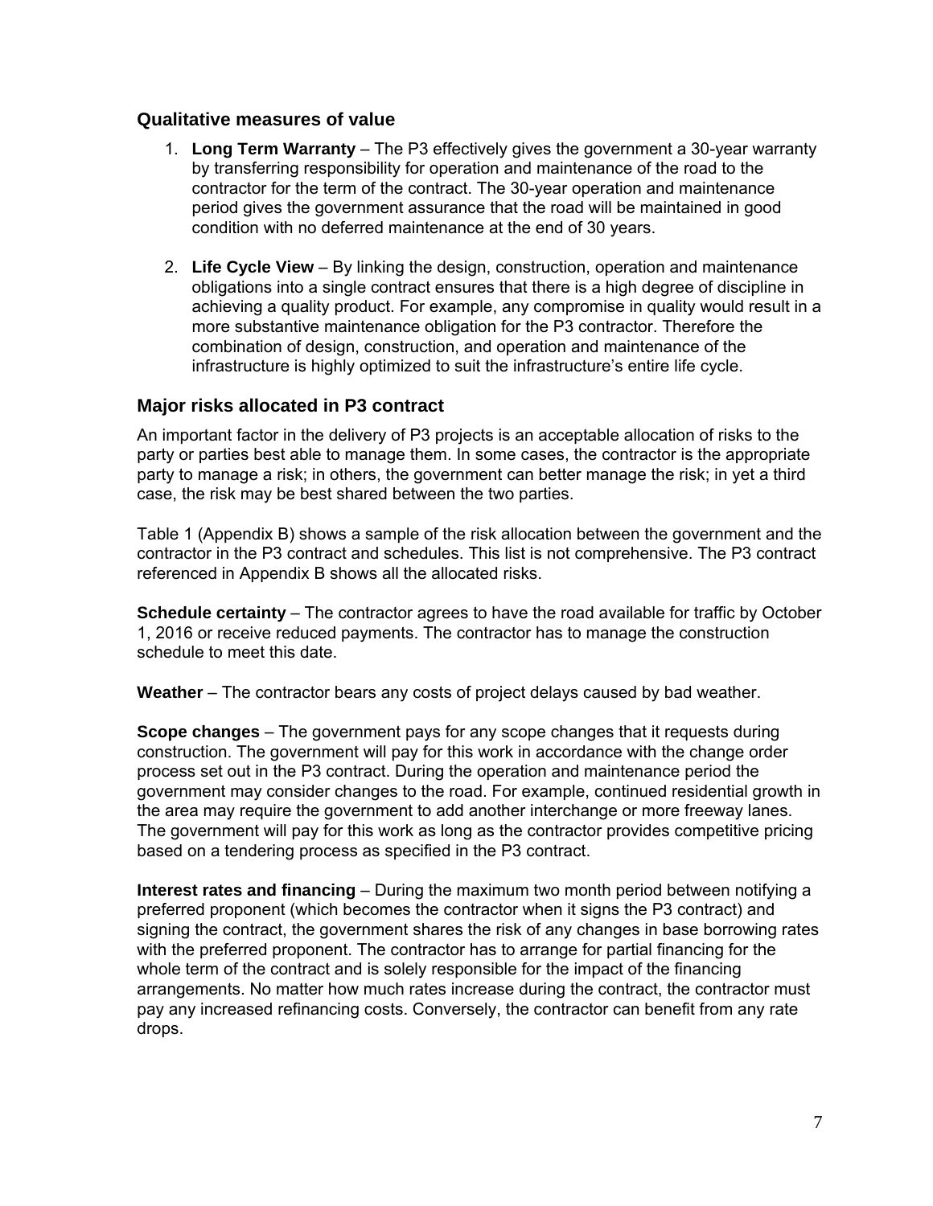## Qualitative measures of value

1. **Long Term Warranty** – The P3 effectively gives the government a 30-year warranty by transferring responsibility for operation and maintenance of the road to the contractor for the term of the contract. The 30-year operation and maintenance period gives the government assurance that the road will be maintained in good condition with no deferred maintenance at the end of 30 years.

2. **Life Cycle View** – By linking the design, construction, operation and maintenance obligations into a single contract ensures that there is a high degree of discipline in achieving a quality product. For example, any compromise in quality would result in a more substantive maintenance obligation for the P3 contractor. Therefore the combination of design, construction, and operation and maintenance of the infrastructure is highly optimized to suit the infrastructure's entire life cycle.

## Major risks allocated in P3 contract

An important factor in the delivery of P3 projects is an acceptable allocation of risks to the party or parties best able to manage them. In some cases, the contractor is the appropriate party to manage a risk; in others, the government can better manage the risk; in yet a third case, the risk may be best shared between the two parties.

Table 1 (Appendix B) shows a sample of the risk allocation between the government and the contractor in the P3 contract and schedules. This list is not comprehensive. The P3 contract referenced in Appendix B shows all the allocated risks.

**Schedule certainty** – The contractor agrees to have the road available for traffic by October 1, 2016 or receive reduced payments. The contractor has to manage the construction schedule to meet this date.

**Weather** – The contractor bears any costs of project delays caused by bad weather.

**Scope changes** – The government pays for any scope changes that it requests during construction. The government will pay for this work in accordance with the change order process set out in the P3 contract. During the operation and maintenance period the government may consider changes to the road. For example, continued residential growth in the area may require the government to add another interchange or more freeway lanes. The government will pay for this work as long as the contractor provides competitive pricing based on a tendering process as specified in the P3 contract.

**Interest rates and financing** – During the maximum two month period between notifying a preferred proponent (which becomes the contractor when it signs the P3 contract) and signing the contract, the government shares the risk of any changes in base borrowing rates with the preferred proponent. The contractor has to arrange for partial financing for the whole term of the contract and is solely responsible for the impact of the financing arrangements. No matter how much rates increase during the contract, the contractor must pay any increased refinancing costs. Conversely, the contractor can benefit from any rate drops.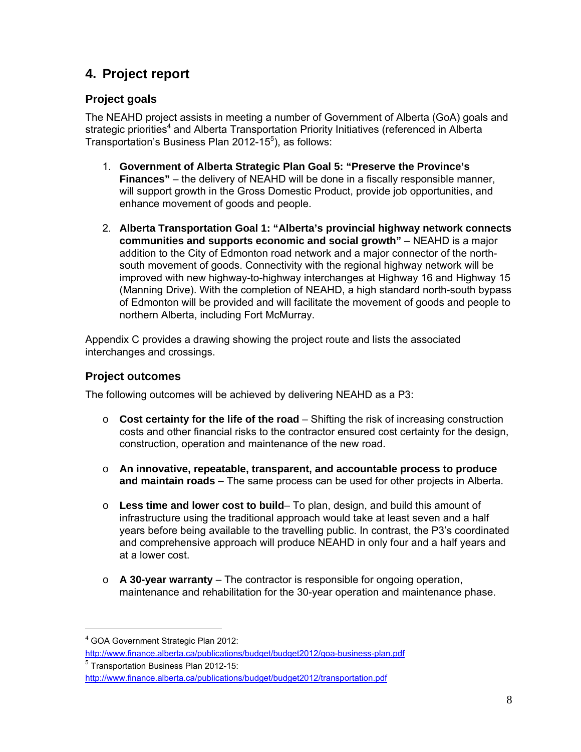# 4. Project report

## Project goals

The NEAHD project assists in meeting a number of Government of Alberta (GoA) goals and strategic priorities[4] and Alberta Transportation Priority Initiatives (referenced in Alberta Transportation's Business Plan 2012-15[5]), as follows:

1. **Government of Alberta Strategic Plan Goal 5: "Preserve the Province's Finances"** – the delivery of NEAHD will be done in a fiscally responsible manner, will support growth in the Gross Domestic Product, provide job opportunities, and enhance movement of goods and people.

2. **Alberta Transportation Goal 1: "Alberta's provincial highway network connects communities and supports economic and social growth"** – NEAHD is a major addition to the City of Edmonton road network and a major connector of the north-south movement of goods. Connectivity with the regional highway network will be improved with new highway-to-highway interchanges at Highway 16 and Highway 15 (Manning Drive). With the completion of NEAHD, a high standard north-south bypass of Edmonton will be provided and will facilitate the movement of goods and people to northern Alberta, including Fort McMurray.

Appendix C provides a drawing showing the project route and lists the associated interchanges and crossings.

## Project outcomes

The following outcomes will be achieved by delivering NEAHD as a P3:

- **Cost certainty for the life of the road** – Shifting the risk of increasing construction costs and other financial risks to the contractor ensured cost certainty for the design, construction, operation and maintenance of the new road.

- **An innovative, repeatable, transparent, and accountable process to produce and maintain roads** – The same process can be used for other projects in Alberta.

- **Less time and lower cost to build**– To plan, design, and build this amount of infrastructure using the traditional approach would take at least seven and a half years before being available to the travelling public. In contrast, the P3's coordinated and comprehensive approach will produce NEAHD in only four and a half years and at a lower cost.

- **A 30-year warranty** – The contractor is responsible for ongoing operation, maintenance and rehabilitation for the 30-year operation and maintenance phase.

---

[4] GOA Government Strategic Plan 2012:
http://www.finance.alberta.ca/publications/budget/budget2012/goa-business-plan.pdf

[5] Transportation Business Plan 2012-15:
http://www.finance.alberta.ca/publications/budget/budget2012/transportation.pdf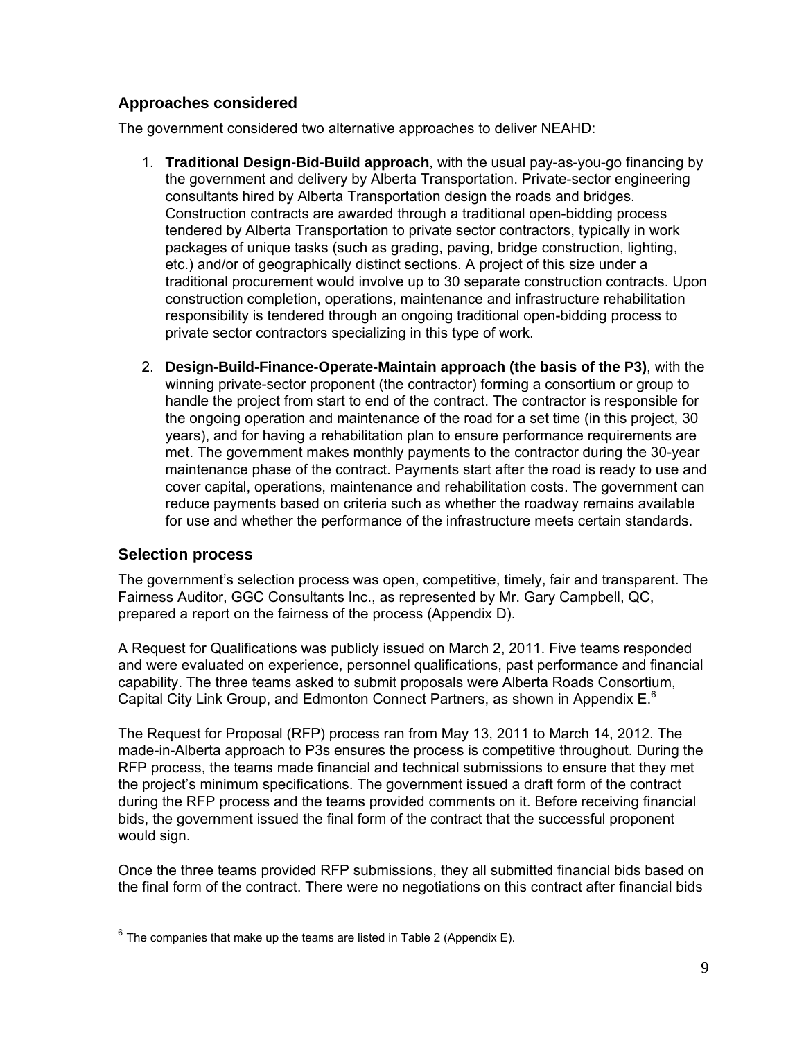## Approaches considered

The government considered two alternative approaches to deliver NEAHD:

1. **Traditional Design-Bid-Build approach**, with the usual pay-as-you-go financing by the government and delivery by Alberta Transportation. Private-sector engineering consultants hired by Alberta Transportation design the roads and bridges. Construction contracts are awarded through a traditional open-bidding process tendered by Alberta Transportation to private sector contractors, typically in work packages of unique tasks (such as grading, paving, bridge construction, lighting, etc.) and/or of geographically distinct sections. A project of this size under a traditional procurement would involve up to 30 separate construction contracts. Upon construction completion, operations, maintenance and infrastructure rehabilitation responsibility is tendered through an ongoing traditional open-bidding process to private sector contractors specializing in this type of work.

2. **Design-Build-Finance-Operate-Maintain approach (the basis of the P3)**, with the winning private-sector proponent (the contractor) forming a consortium or group to handle the project from start to end of the contract. The contractor is responsible for the ongoing operation and maintenance of the road for a set time (in this project, 30 years), and for having a rehabilitation plan to ensure performance requirements are met. The government makes monthly payments to the contractor during the 30-year maintenance phase of the contract. Payments start after the road is ready to use and cover capital, operations, maintenance and rehabilitation costs. The government can reduce payments based on criteria such as whether the roadway remains available for use and whether the performance of the infrastructure meets certain standards.

## Selection process

The government's selection process was open, competitive, timely, fair and transparent. The Fairness Auditor, GGC Consultants Inc., as represented by Mr. Gary Campbell, QC, prepared a report on the fairness of the process (Appendix D).

A Request for Qualifications was publicly issued on March 2, 2011. Five teams responded and were evaluated on experience, personnel qualifications, past performance and financial capability. The three teams asked to submit proposals were Alberta Roads Consortium, Capital City Link Group, and Edmonton Connect Partners, as shown in Appendix E.[6]

The Request for Proposal (RFP) process ran from May 13, 2011 to March 14, 2012. The made-in-Alberta approach to P3s ensures the process is competitive throughout. During the RFP process, the teams made financial and technical submissions to ensure that they met the project's minimum specifications. The government issued a draft form of the contract during the RFP process and the teams provided comments on it. Before receiving financial bids, the government issued the final form of the contract that the successful proponent would sign.

Once the three teams provided RFP submissions, they all submitted financial bids based on the final form of the contract. There were no negotiations on this contract after financial bids

[6] The companies that make up the teams are listed in Table 2 (Appendix E).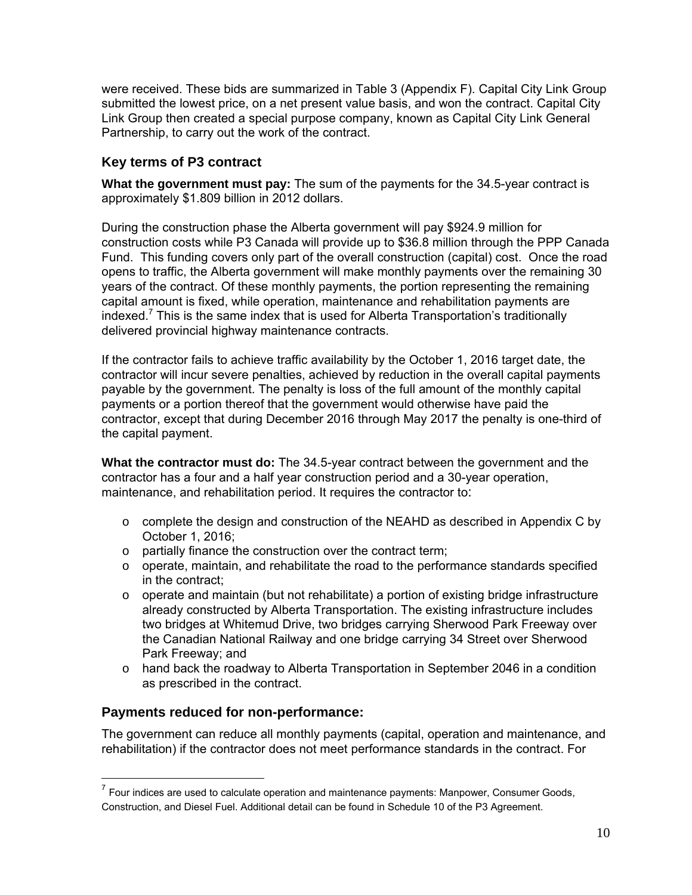were received. These bids are summarized in Table 3 (Appendix F). Capital City Link Group submitted the lowest price, on a net present value basis, and won the contract. Capital City Link Group then created a special purpose company, known as Capital City Link General Partnership, to carry out the work of the contract.

## Key terms of P3 contract

**What the government must pay:** The sum of the payments for the 34.5-year contract is approximately $1.809 billion in 2012 dollars.

During the construction phase the Alberta government will pay $924.9 million for construction costs while P3 Canada will provide up to $36.8 million through the PPP Canada Fund. This funding covers only part of the overall construction (capital) cost. Once the road opens to traffic, the Alberta government will make monthly payments over the remaining 30 years of the contract. Of these monthly payments, the portion representing the remaining capital amount is fixed, while operation, maintenance and rehabilitation payments are indexed.[7] This is the same index that is used for Alberta Transportation's traditionally delivered provincial highway maintenance contracts.

If the contractor fails to achieve traffic availability by the October 1, 2016 target date, the contractor will incur severe penalties, achieved by reduction in the overall capital payments payable by the government. The penalty is loss of the full amount of the monthly capital payments or a portion thereof that the government would otherwise have paid the contractor, except that during December 2016 through May 2017 the penalty is one-third of the capital payment.

**What the contractor must do:** The 34.5-year contract between the government and the contractor has a four and a half year construction period and a 30-year operation, maintenance, and rehabilitation period. It requires the contractor to:

- complete the design and construction of the NEAHD as described in Appendix C by October 1, 2016;
- partially finance the construction over the contract term;
- operate, maintain, and rehabilitate the road to the performance standards specified in the contract;
- operate and maintain (but not rehabilitate) a portion of existing bridge infrastructure already constructed by Alberta Transportation. The existing infrastructure includes two bridges at Whitemud Drive, two bridges carrying Sherwood Park Freeway over the Canadian National Railway and one bridge carrying 34 Street over Sherwood Park Freeway; and
- hand back the roadway to Alberta Transportation in September 2046 in a condition as prescribed in the contract.

## Payments reduced for non-performance:

The government can reduce all monthly payments (capital, operation and maintenance, and rehabilitation) if the contractor does not meet performance standards in the contract. For

---

[7] Four indices are used to calculate operation and maintenance payments: Manpower, Consumer Goods, Construction, and Diesel Fuel. Additional detail can be found in Schedule 10 of the P3 Agreement.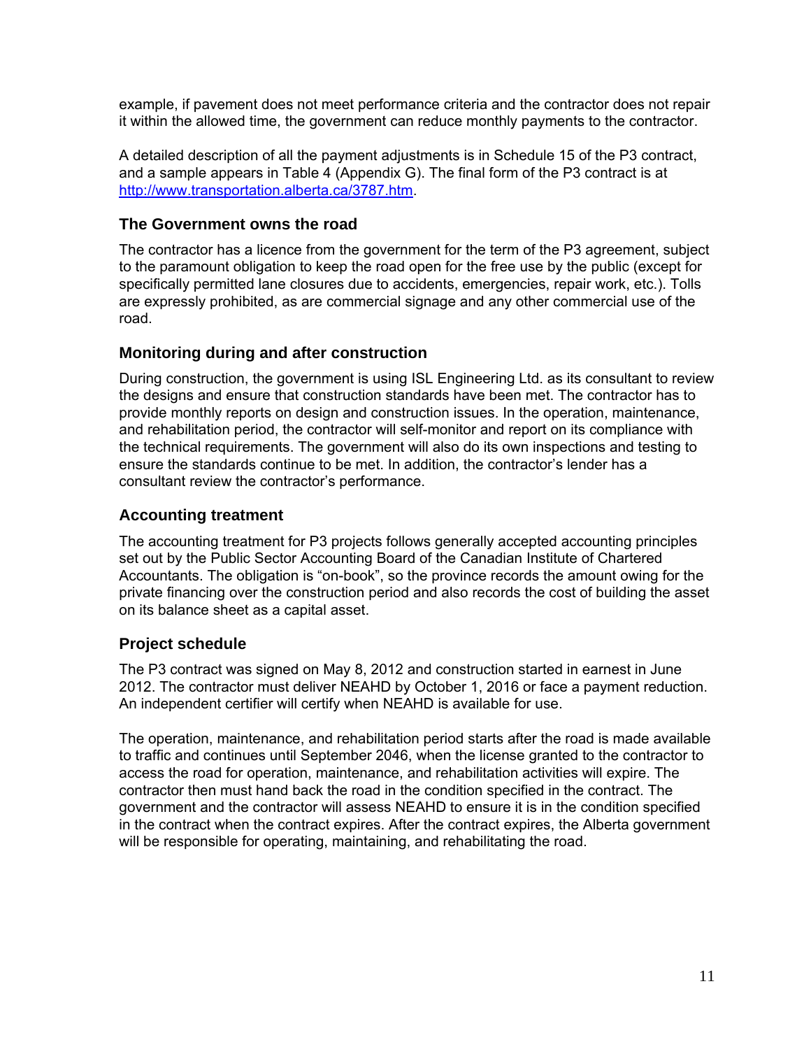example, if pavement does not meet performance criteria and the contractor does not repair it within the allowed time, the government can reduce monthly payments to the contractor.

A detailed description of all the payment adjustments is in Schedule 15 of the P3 contract, and a sample appears in Table 4 (Appendix G). The final form of the P3 contract is at [http://www.transportation.alberta.ca/3787.htm](http://www.transportation.alberta.ca/3787.htm).

### The Government owns the road

The contractor has a licence from the government for the term of the P3 agreement, subject to the paramount obligation to keep the road open for the free use by the public (except for specifically permitted lane closures due to accidents, emergencies, repair work, etc.). Tolls are expressly prohibited, as are commercial signage and any other commercial use of the road.

### Monitoring during and after construction

During construction, the government is using ISL Engineering Ltd. as its consultant to review the designs and ensure that construction standards have been met. The contractor has to provide monthly reports on design and construction issues. In the operation, maintenance, and rehabilitation period, the contractor will self-monitor and report on its compliance with the technical requirements. The government will also do its own inspections and testing to ensure the standards continue to be met. In addition, the contractor's lender has a consultant review the contractor's performance.

### Accounting treatment

The accounting treatment for P3 projects follows generally accepted accounting principles set out by the Public Sector Accounting Board of the Canadian Institute of Chartered Accountants. The obligation is "on-book", so the province records the amount owing for the private financing over the construction period and also records the cost of building the asset on its balance sheet as a capital asset.

### Project schedule

The P3 contract was signed on May 8, 2012 and construction started in earnest in June 2012. The contractor must deliver NEAHD by October 1, 2016 or face a payment reduction. An independent certifier will certify when NEAHD is available for use.

The operation, maintenance, and rehabilitation period starts after the road is made available to traffic and continues until September 2046, when the license granted to the contractor to access the road for operation, maintenance, and rehabilitation activities will expire. The contractor then must hand back the road in the condition specified in the contract. The government and the contractor will assess NEAHD to ensure it is in the condition specified in the contract when the contract expires. After the contract expires, the Alberta government will be responsible for operating, maintaining, and rehabilitating the road.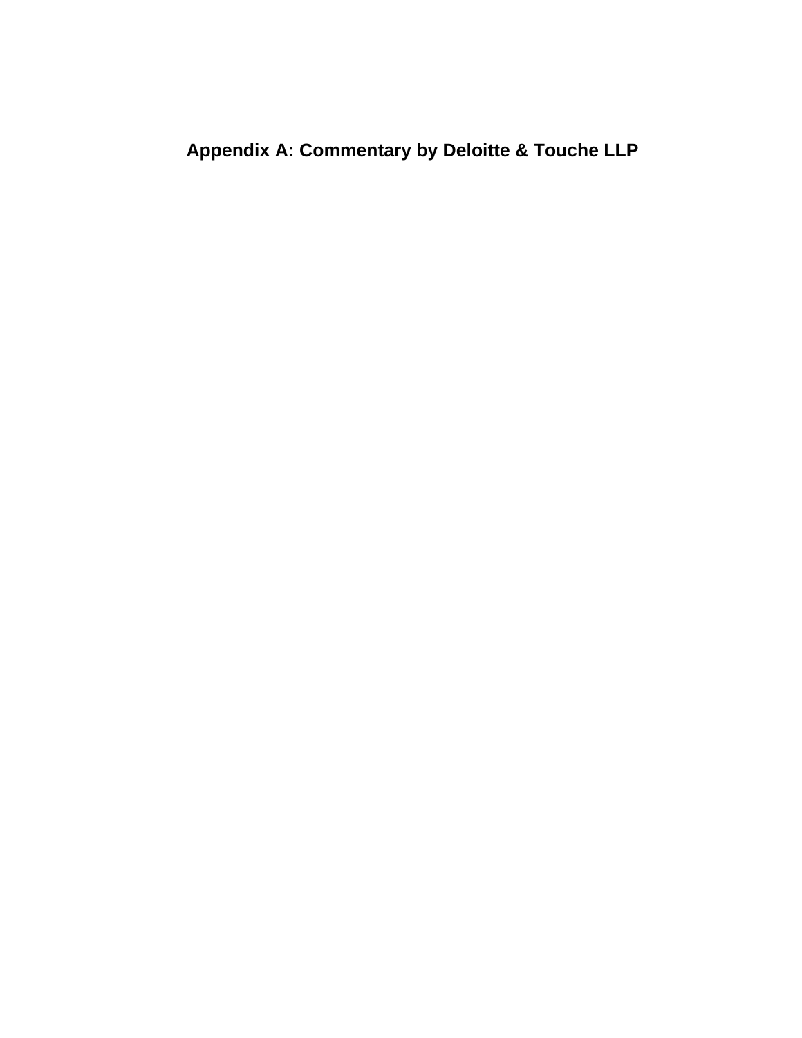# Appendix A: Commentary by Deloitte & Touche LLP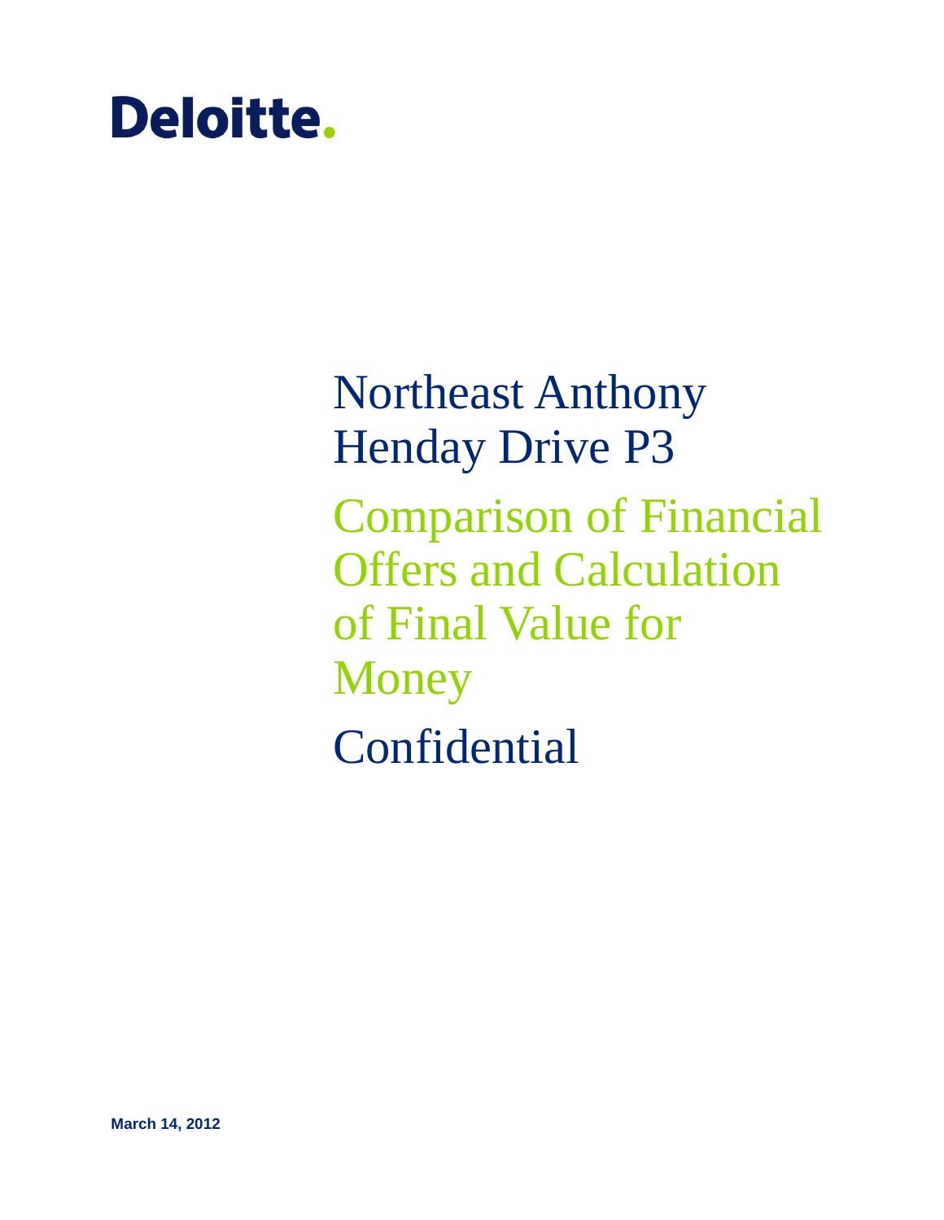Deloitte.

# Northeast Anthony Henday Drive P3

## Comparison of Financial Offers and Calculation of Final Value for Money

# Confidential

**March 14, 2012**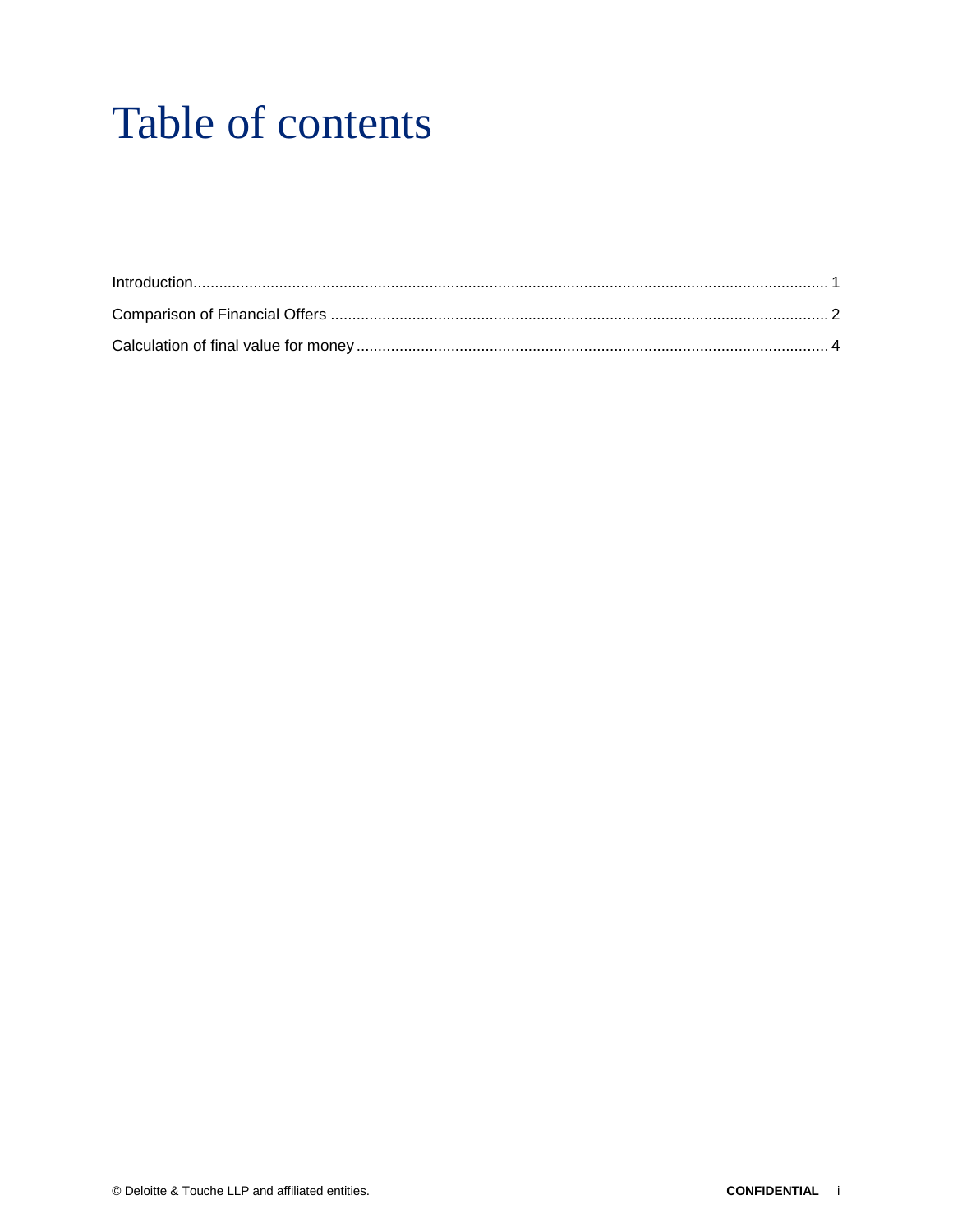# Table of contents

Introduction .......... 1

Comparison of Financial Offers .......... 2

Calculation of final value for money .......... 4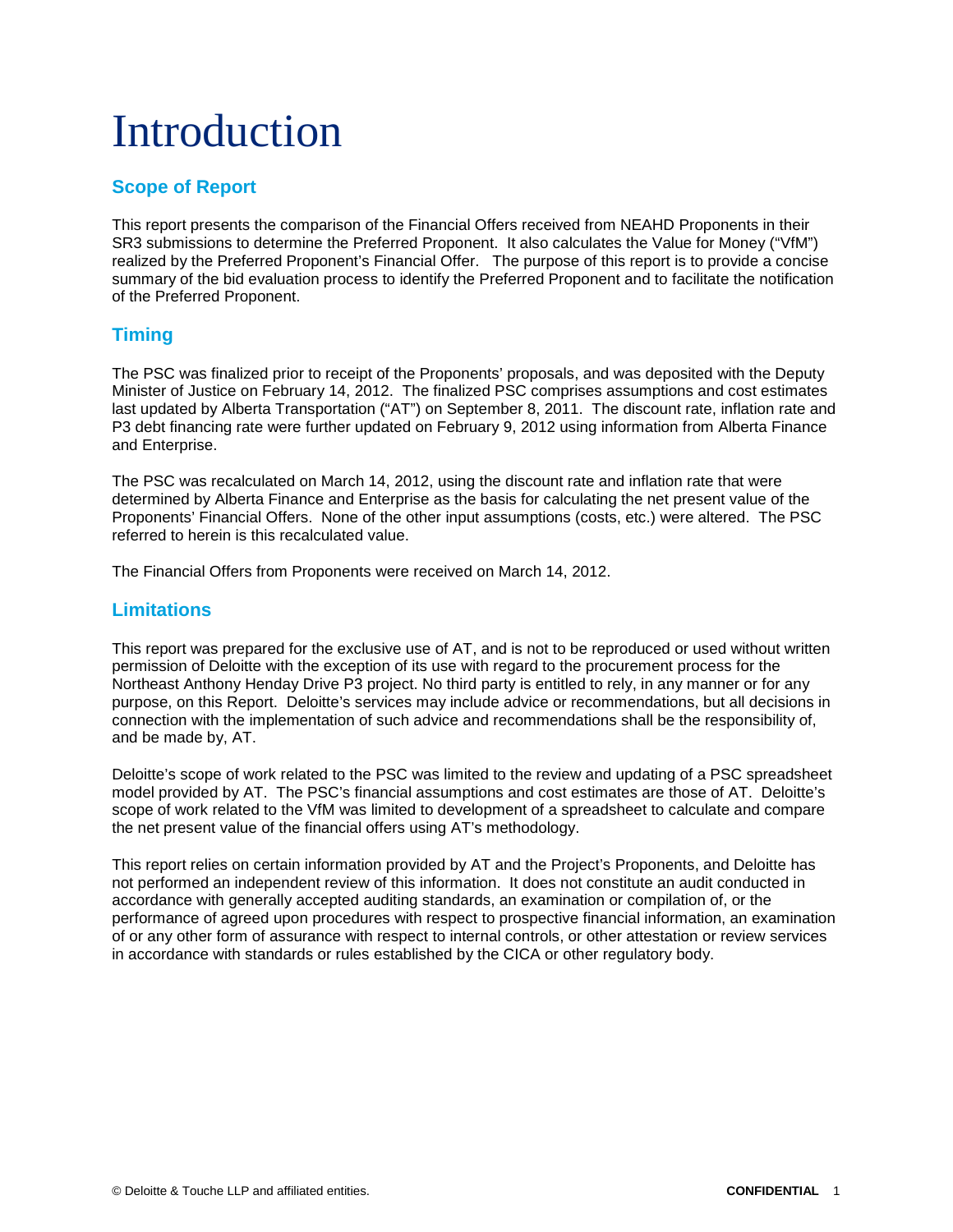# Introduction

## Scope of Report

This report presents the comparison of the Financial Offers received from NEAHD Proponents in their SR3 submissions to determine the Preferred Proponent. It also calculates the Value for Money ("VfM") realized by the Preferred Proponent's Financial Offer. The purpose of this report is to provide a concise summary of the bid evaluation process to identify the Preferred Proponent and to facilitate the notification of the Preferred Proponent.

## Timing

The PSC was finalized prior to receipt of the Proponents' proposals, and was deposited with the Deputy Minister of Justice on February 14, 2012. The finalized PSC comprises assumptions and cost estimates last updated by Alberta Transportation ("AT") on September 8, 2011. The discount rate, inflation rate and P3 debt financing rate were further updated on February 9, 2012 using information from Alberta Finance and Enterprise.

The PSC was recalculated on March 14, 2012, using the discount rate and inflation rate that were determined by Alberta Finance and Enterprise as the basis for calculating the net present value of the Proponents' Financial Offers. None of the other input assumptions (costs, etc.) were altered. The PSC referred to herein is this recalculated value.

The Financial Offers from Proponents were received on March 14, 2012.

## Limitations

This report was prepared for the exclusive use of AT, and is not to be reproduced or used without written permission of Deloitte with the exception of its use with regard to the procurement process for the Northeast Anthony Henday Drive P3 project. No third party is entitled to rely, in any manner or for any purpose, on this Report. Deloitte's services may include advice or recommendations, but all decisions in connection with the implementation of such advice and recommendations shall be the responsibility of, and be made by, AT.

Deloitte's scope of work related to the PSC was limited to the review and updating of a PSC spreadsheet model provided by AT. The PSC's financial assumptions and cost estimates are those of AT. Deloitte's scope of work related to the VfM was limited to development of a spreadsheet to calculate and compare the net present value of the financial offers using AT's methodology.

This report relies on certain information provided by AT and the Project's Proponents, and Deloitte has not performed an independent review of this information. It does not constitute an audit conducted in accordance with generally accepted auditing standards, an examination or compilation of, or the performance of agreed upon procedures with respect to prospective financial information, an examination of or any other form of assurance with respect to internal controls, or other attestation or review services in accordance with standards or rules established by the CICA or other regulatory body.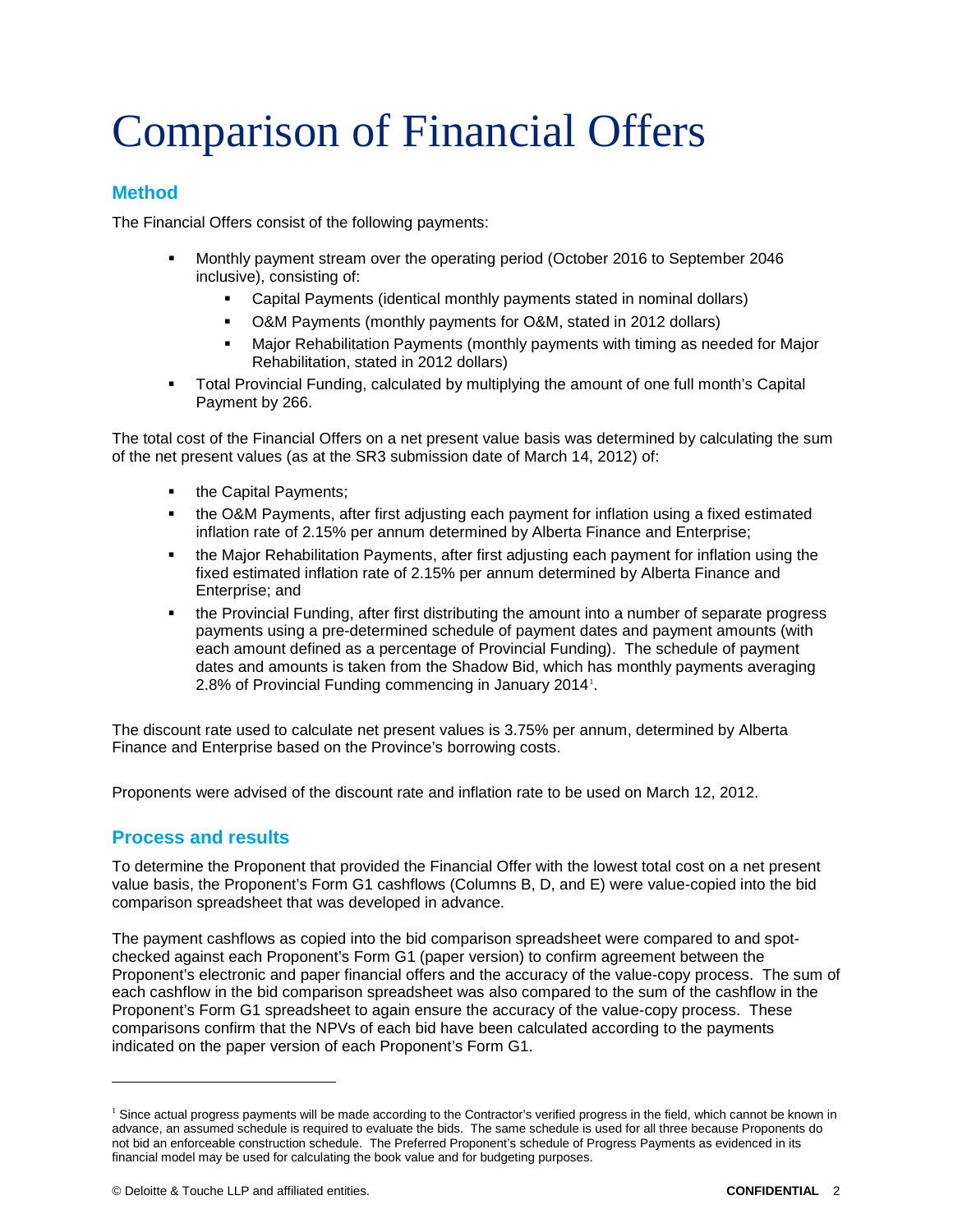# Comparison of Financial Offers

## Method

The Financial Offers consist of the following payments:

- Monthly payment stream over the operating period (October 2016 to September 2046 inclusive), consisting of:
  - Capital Payments (identical monthly payments stated in nominal dollars)
  - O&M Payments (monthly payments for O&M, stated in 2012 dollars)
  - Major Rehabilitation Payments (monthly payments with timing as needed for Major Rehabilitation, stated in 2012 dollars)
- Total Provincial Funding, calculated by multiplying the amount of one full month's Capital Payment by 266.

The total cost of the Financial Offers on a net present value basis was determined by calculating the sum of the net present values (as at the SR3 submission date of March 14, 2012) of:

- the Capital Payments;
- the O&M Payments, after first adjusting each payment for inflation using a fixed estimated inflation rate of 2.15% per annum determined by Alberta Finance and Enterprise;
- the Major Rehabilitation Payments, after first adjusting each payment for inflation using the fixed estimated inflation rate of 2.15% per annum determined by Alberta Finance and Enterprise; and
- the Provincial Funding, after first distributing the amount into a number of separate progress payments using a pre-determined schedule of payment dates and payment amounts (with each amount defined as a percentage of Provincial Funding). The schedule of payment dates and amounts is taken from the Shadow Bid, which has monthly payments averaging 2.8% of Provincial Funding commencing in January 2014[1].

The discount rate used to calculate net present values is 3.75% per annum, determined by Alberta Finance and Enterprise based on the Province's borrowing costs.

Proponents were advised of the discount rate and inflation rate to be used on March 12, 2012.

## Process and results

To determine the Proponent that provided the Financial Offer with the lowest total cost on a net present value basis, the Proponent's Form G1 cashflows (Columns B, D, and E) were value-copied into the bid comparison spreadsheet that was developed in advance.

The payment cashflows as copied into the bid comparison spreadsheet were compared to and spot-checked against each Proponent's Form G1 (paper version) to confirm agreement between the Proponent's electronic and paper financial offers and the accuracy of the value-copy process. The sum of each cashflow in the bid comparison spreadsheet was also compared to the sum of the cashflow in the Proponent's Form G1 spreadsheet to again ensure the accuracy of the value-copy process. These comparisons confirm that the NPVs of each bid have been calculated according to the payments indicated on the paper version of each Proponent's Form G1.

---

[1] Since actual progress payments will be made according to the Contractor's verified progress in the field, which cannot be known in advance, an assumed schedule is required to evaluate the bids. The same schedule is used for all three because Proponents do not bid an enforceable construction schedule. The Preferred Proponent's schedule of Progress Payments as evidenced in its financial model may be used for calculating the book value and for budgeting purposes.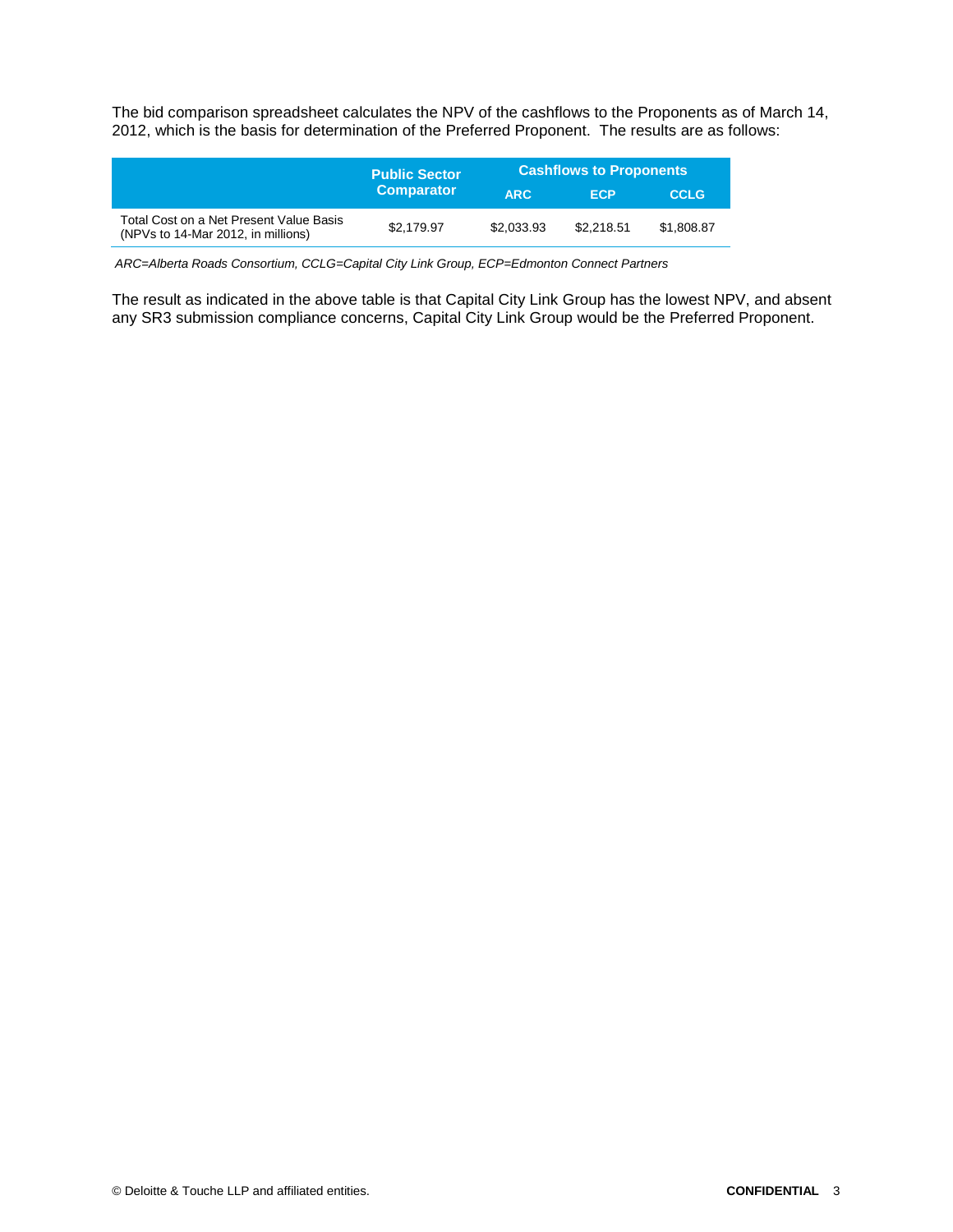The bid comparison spreadsheet calculates the NPV of the cashflows to the Proponents as of March 14, 2012, which is the basis for determination of the Preferred Proponent. The results are as follows:

| | Public Sector Comparator | Cashflows to Proponents | | |
|---|---|---|---|---|
| | | ARC | ECP | CCLG |
| Total Cost on a Net Present Value Basis (NPVs to 14-Mar 2012, in millions) | $2,179.97 | $2,033.93 | $2,218.51 | $1,808.87 |

*ARC=Alberta Roads Consortium, CCLG=Capital City Link Group, ECP=Edmonton Connect Partners*

The result as indicated in the above table is that Capital City Link Group has the lowest NPV, and absent any SR3 submission compliance concerns, Capital City Link Group would be the Preferred Proponent.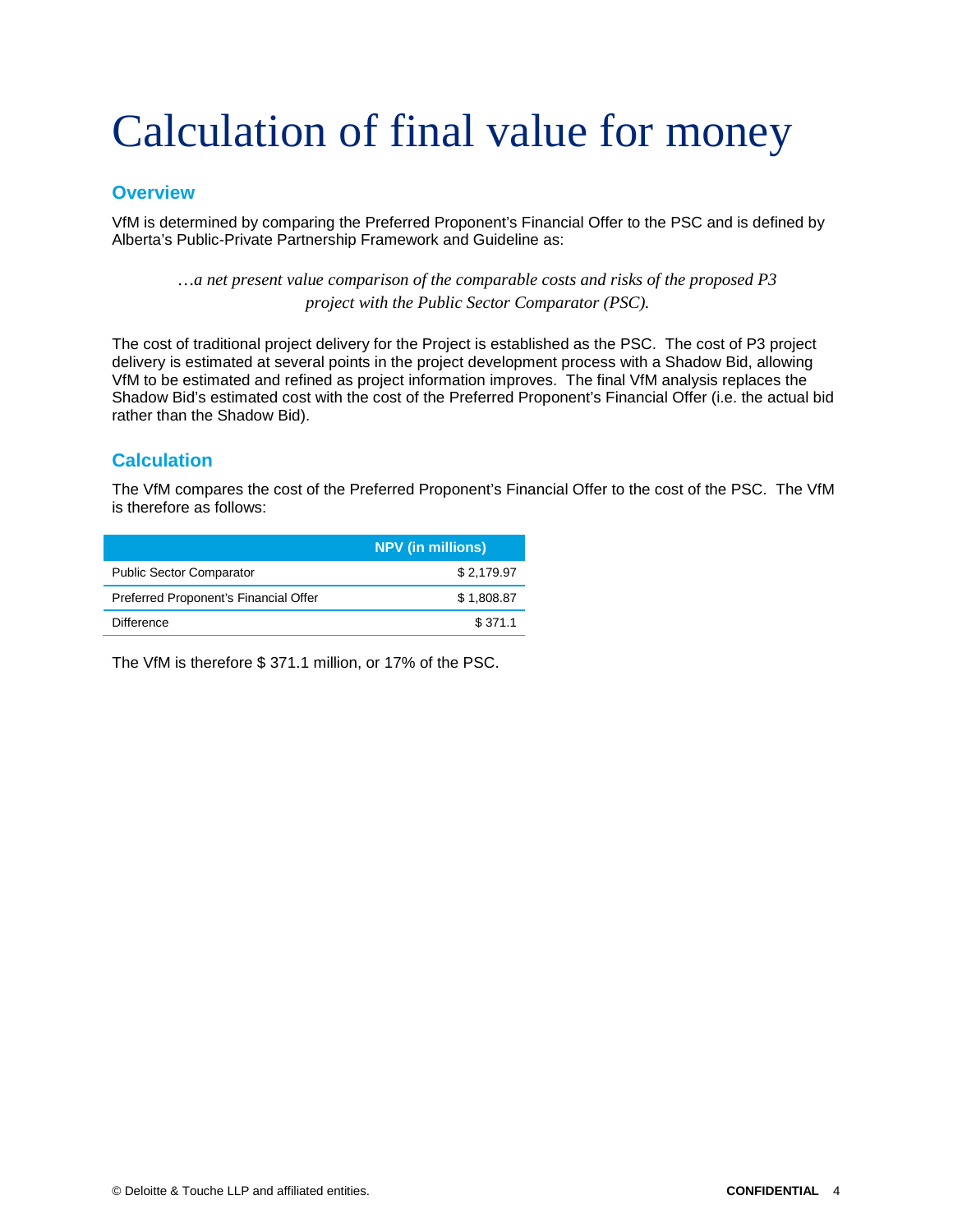# Calculation of final value for money

## Overview

VfM is determined by comparing the Preferred Proponent's Financial Offer to the PSC and is defined by Alberta's Public-Private Partnership Framework and Guideline as:

> *…a net present value comparison of the comparable costs and risks of the proposed P3 project with the Public Sector Comparator (PSC).*

The cost of traditional project delivery for the Project is established as the PSC. The cost of P3 project delivery is estimated at several points in the project development process with a Shadow Bid, allowing VfM to be estimated and refined as project information improves. The final VfM analysis replaces the Shadow Bid's estimated cost with the cost of the Preferred Proponent's Financial Offer (i.e. the actual bid rather than the Shadow Bid).

## Calculation

The VfM compares the cost of the Preferred Proponent's Financial Offer to the cost of the PSC. The VfM is therefore as follows:

| | NPV (in millions) |
|---|---:|
| Public Sector Comparator | $ 2,179.97 |
| Preferred Proponent's Financial Offer | $ 1,808.87 |
| Difference | $ 371.1 |

The VfM is therefore $ 371.1 million, or 17% of the PSC.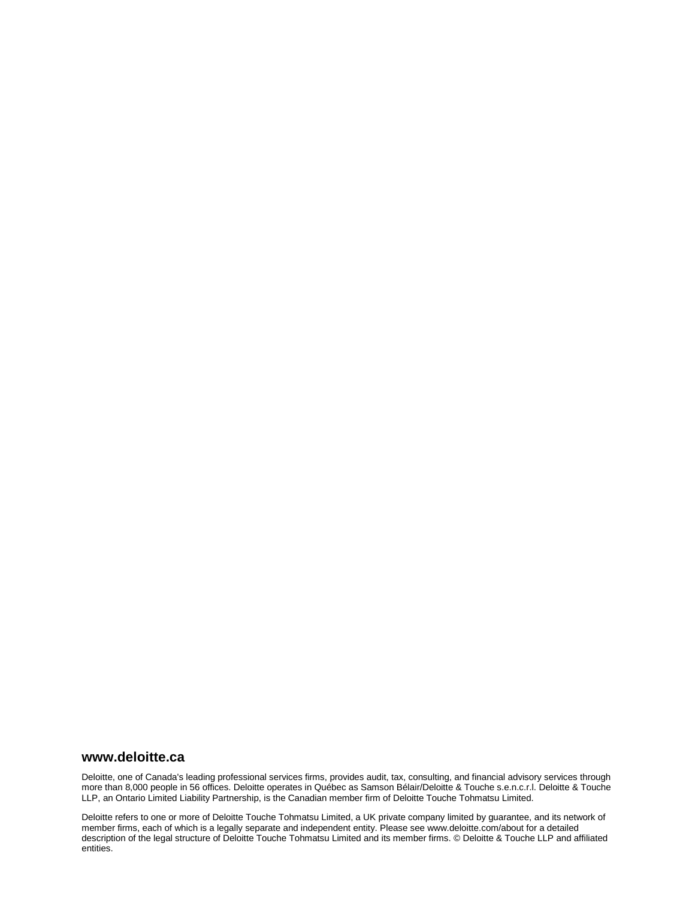**www.deloitte.ca**

Deloitte, one of Canada's leading professional services firms, provides audit, tax, consulting, and financial advisory services through more than 8,000 people in 56 offices. Deloitte operates in Québec as Samson Bélair/Deloitte & Touche s.e.n.c.r.l. Deloitte & Touche LLP, an Ontario Limited Liability Partnership, is the Canadian member firm of Deloitte Touche Tohmatsu Limited.

Deloitte refers to one or more of Deloitte Touche Tohmatsu Limited, a UK private company limited by guarantee, and its network of member firms, each of which is a legally separate and independent entity. Please see www.deloitte.com/about for a detailed description of the legal structure of Deloitte Touche Tohmatsu Limited and its member firms. © Deloitte & Touche LLP and affiliated entities.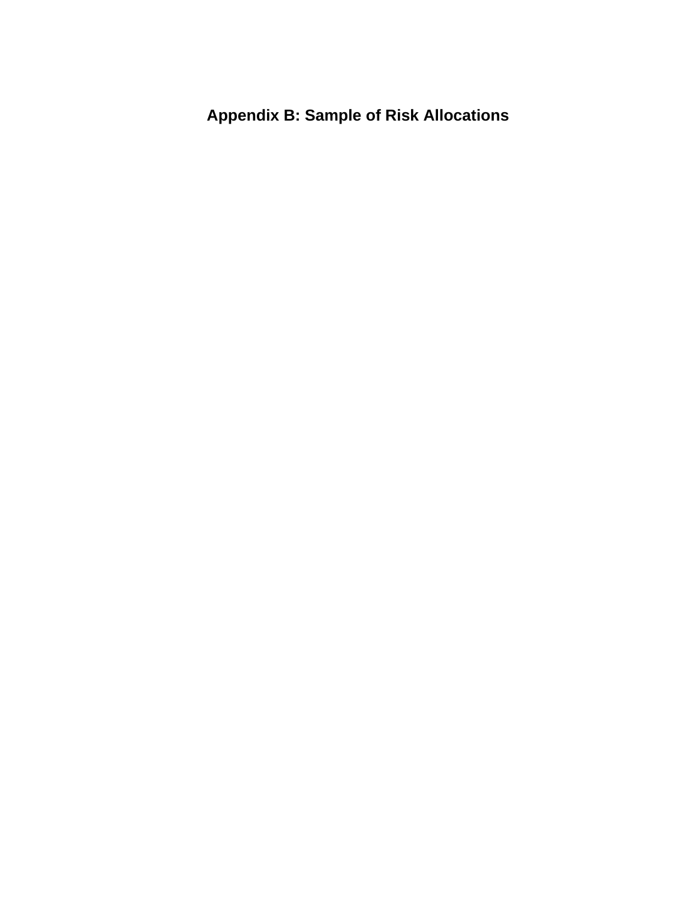# Appendix B: Sample of Risk Allocations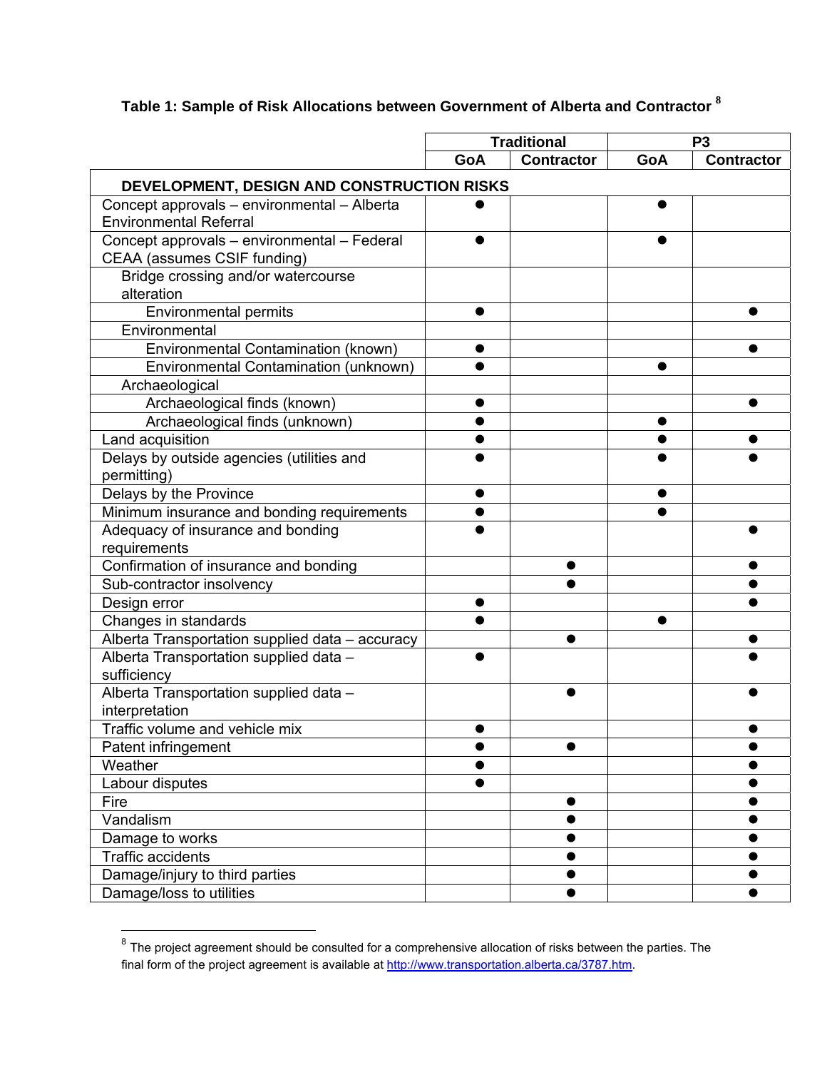### Table 1: Sample of Risk Allocations between Government of Alberta and Contractor [8]

| | Traditional | | P3 | |
|---|---|---|---|---|
| | GoA | Contractor | GoA | Contractor |
| **DEVELOPMENT, DESIGN AND CONSTRUCTION RISKS** | | | | |
| Concept approvals – environmental – Alberta Environmental Referral | ● | | ● | |
| Concept approvals – environmental – Federal CEAA (assumes CSIF funding) | ● | | ● | |
| Bridge crossing and/or watercourse alteration | | | | |
| Environmental permits | ● | | | ● |
| Environmental | | | | |
| Environmental Contamination (known) | ● | | | ● |
| Environmental Contamination (unknown) | ● | | ● | |
| Archaeological | | | | |
| Archaeological finds (known) | ● | | | ● |
| Archaeological finds (unknown) | ● | | ● | |
| Land acquisition | ● | | ● | ● |
| Delays by outside agencies (utilities and permitting) | ● | | ● | ● |
| Delays by the Province | ● | | ● | |
| Minimum insurance and bonding requirements | ● | | ● | |
| Adequacy of insurance and bonding requirements | ● | | | ● |
| Confirmation of insurance and bonding | | ● | | ● |
| Sub-contractor insolvency | | ● | | ● |
| Design error | ● | | | ● |
| Changes in standards | ● | | ● | |
| Alberta Transportation supplied data – accuracy | | ● | | ● |
| Alberta Transportation supplied data – sufficiency | ● | | | ● |
| Alberta Transportation supplied data – interpretation | | ● | | ● |
| Traffic volume and vehicle mix | ● | | | ● |
| Patent infringement | ● | ● | | ● |
| Weather | ● | | | ● |
| Labour disputes | ● | | | ● |
| Fire | | ● | | ● |
| Vandalism | | ● | | ● |
| Damage to works | | ● | | ● |
| Traffic accidents | | ● | | ● |
| Damage/injury to third parties | | ● | | ● |
| Damage/loss to utilities | | ● | | ● |

[8] The project agreement should be consulted for a comprehensive allocation of risks between the parties. The final form of the project agreement is available at http://www.transportation.alberta.ca/3787.htm.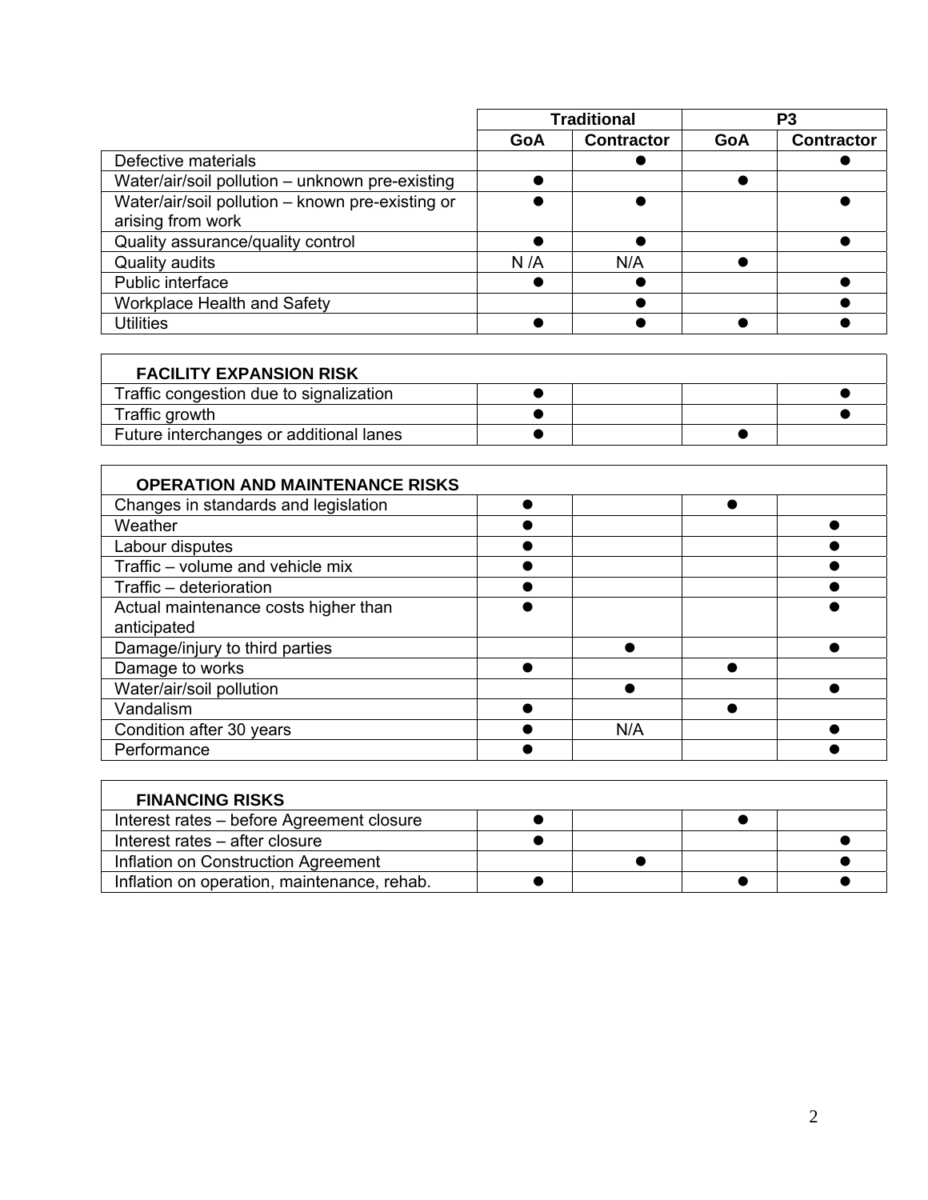| | Traditional | | P3 | |
|---|---|---|---|---|
| | GoA | Contractor | GoA | Contractor |
| Defective materials | | ● | | ● |
| Water/air/soil pollution – unknown pre-existing | ● | | ● | |
| Water/air/soil pollution – known pre-existing or arising from work | ● | ● | | ● |
| Quality assurance/quality control | ● | ● | | ● |
| Quality audits | N /A | N/A | ● | |
| Public interface | ● | ● | | ● |
| Workplace Health and Safety | | ● | | ● |
| Utilities | ● | ● | ● | ● |
| **FACILITY EXPANSION RISK** | | | | |
| Traffic congestion due to signalization | ● | | | ● |
| Traffic growth | ● | | | ● |
| Future interchanges or additional lanes | ● | | ● | |
| **OPERATION AND MAINTENANCE RISKS** | | | | |
| Changes in standards and legislation | ● | | ● | |
| Weather | ● | | | ● |
| Labour disputes | ● | | | ● |
| Traffic – volume and vehicle mix | ● | | | ● |
| Traffic – deterioration | ● | | | ● |
| Actual maintenance costs higher than anticipated | ● | | | ● |
| Damage/injury to third parties | | ● | | ● |
| Damage to works | ● | | ● | |
| Water/air/soil pollution | | ● | | ● |
| Vandalism | ● | | ● | |
| Condition after 30 years | ● | N/A | | ● |
| Performance | ● | | | ● |
| **FINANCING RISKS** | | | | |
| Interest rates – before Agreement closure | ● | | ● | |
| Interest rates – after closure | ● | | | ● |
| Inflation on Construction Agreement | | ● | | ● |
| Inflation on operation, maintenance, rehab. | ● | | ● | ● |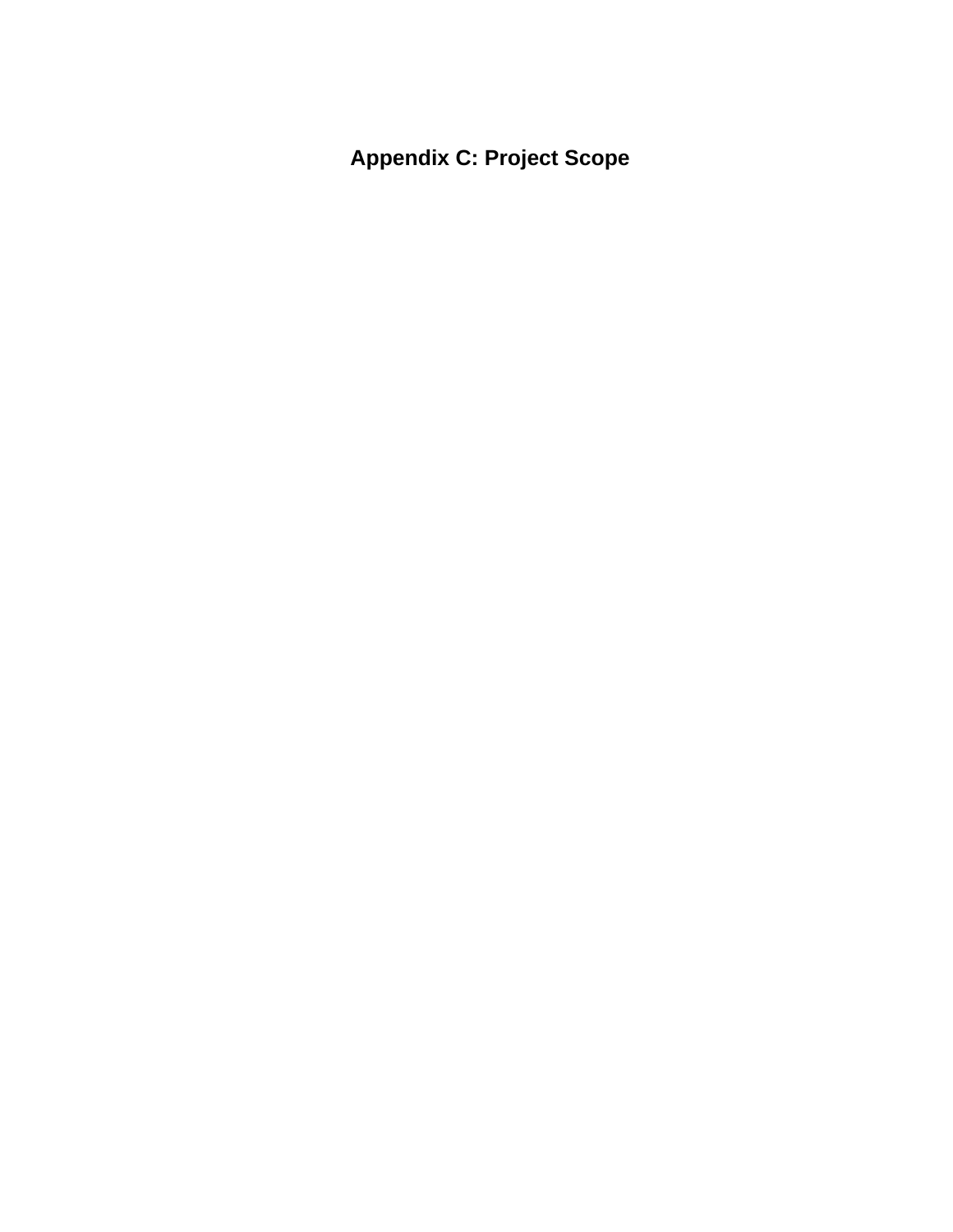# Appendix C: Project Scope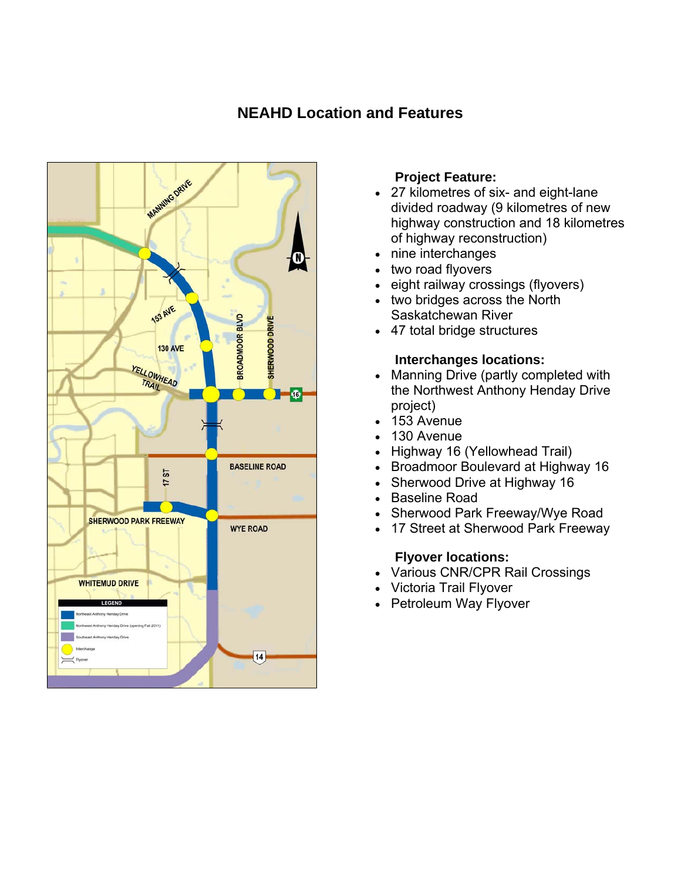# NEAHD Location and Features

**Project Feature:**

- 27 kilometres of six- and eight-lane divided roadway (9 kilometres of new highway construction and 18 kilometres of highway reconstruction)
- nine interchanges
- two road flyovers
- eight railway crossings (flyovers)
- two bridges across the North Saskatchewan River
- 47 total bridge structures

**Interchanges locations:**

- Manning Drive (partly completed with the Northwest Anthony Henday Drive project)
- 153 Avenue
- 130 Avenue
- Highway 16 (Yellowhead Trail)
- Broadmoor Boulevard at Highway 16
- Sherwood Drive at Highway 16
- Baseline Road
- Sherwood Park Freeway/Wye Road
- 17 Street at Sherwood Park Freeway

**Flyover locations:**

- Various CNR/CPR Rail Crossings
- Victoria Trail Flyover
- Petroleum Way Flyover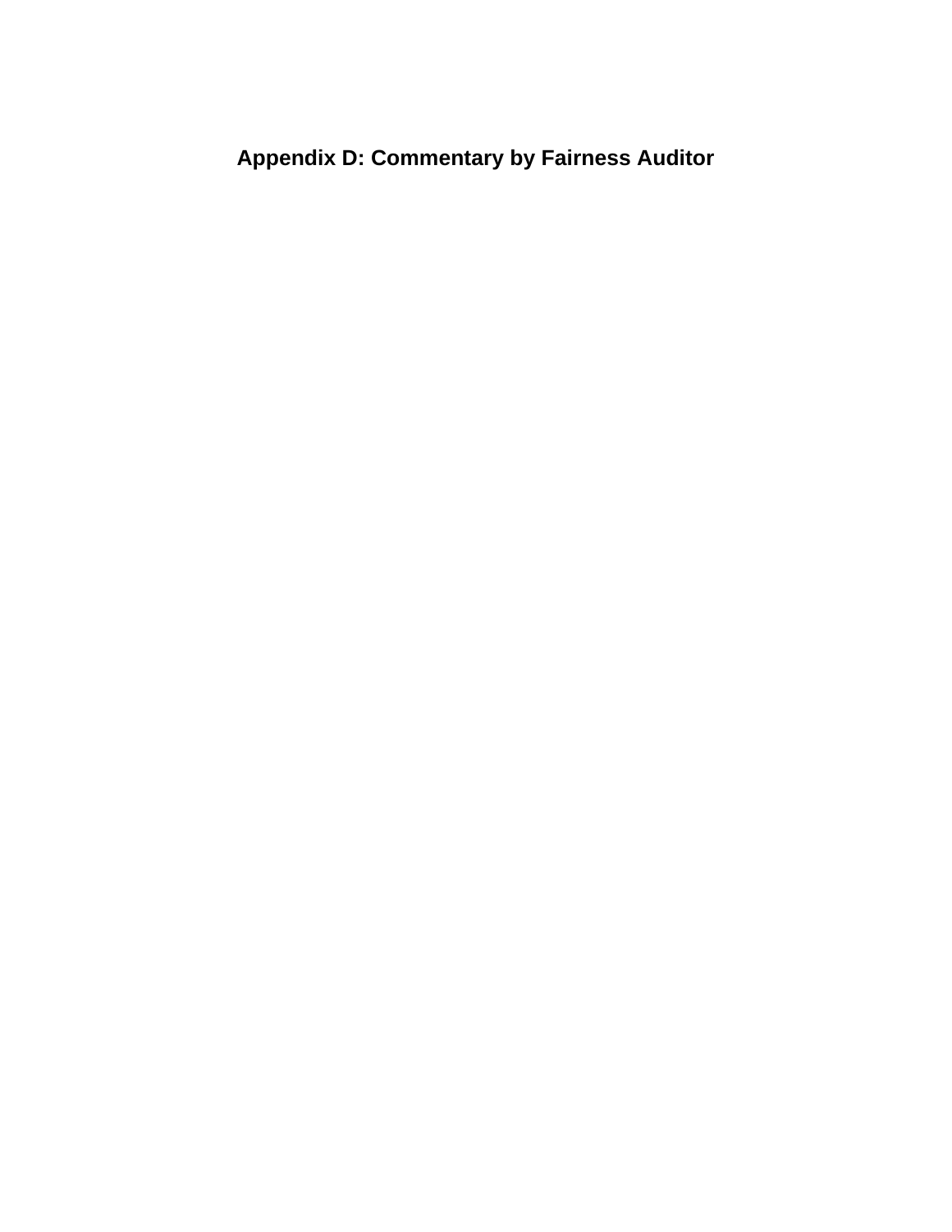# Appendix D: Commentary by Fairness Auditor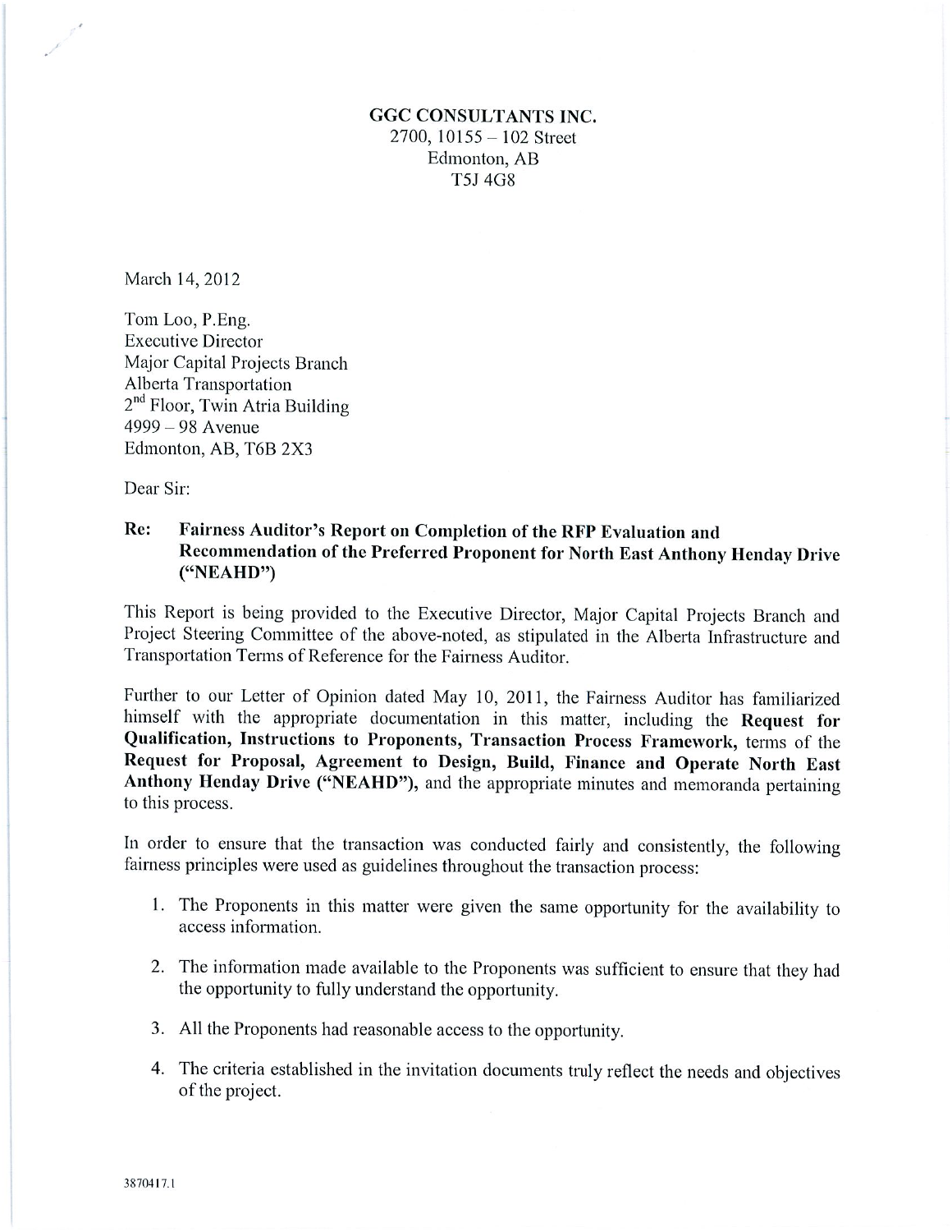**GGC CONSULTANTS INC.**
2700, 10155 – 102 Street
Edmonton, AB
T5J 4G8

March 14, 2012

Tom Loo, P.Eng.
Executive Director
Major Capital Projects Branch
Alberta Transportation
2nd Floor, Twin Atria Building
4999 – 98 Avenue
Edmonton, AB, T6B 2X3

Dear Sir:

**Re: Fairness Auditor's Report on Completion of the RFP Evaluation and Recommendation of the Preferred Proponent for North East Anthony Henday Drive ("NEAHD")**

This Report is being provided to the Executive Director, Major Capital Projects Branch and Project Steering Committee of the above-noted, as stipulated in the Alberta Infrastructure and Transportation Terms of Reference for the Fairness Auditor.

Further to our Letter of Opinion dated May 10, 2011, the Fairness Auditor has familiarized himself with the appropriate documentation in this matter, including the **Request for Qualification, Instructions to Proponents, Transaction Process Framework,** terms of the **Request for Proposal, Agreement to Design, Build, Finance and Operate North East Anthony Henday Drive ("NEAHD"),** and the appropriate minutes and memoranda pertaining to this process.

In order to ensure that the transaction was conducted fairly and consistently, the following fairness principles were used as guidelines throughout the transaction process:

1. The Proponents in this matter were given the same opportunity for the availability to access information.
2. The information made available to the Proponents was sufficient to ensure that they had the opportunity to fully understand the opportunity.
3. All the Proponents had reasonable access to the opportunity.
4. The criteria established in the invitation documents truly reflect the needs and objectives of the project.

3870417.1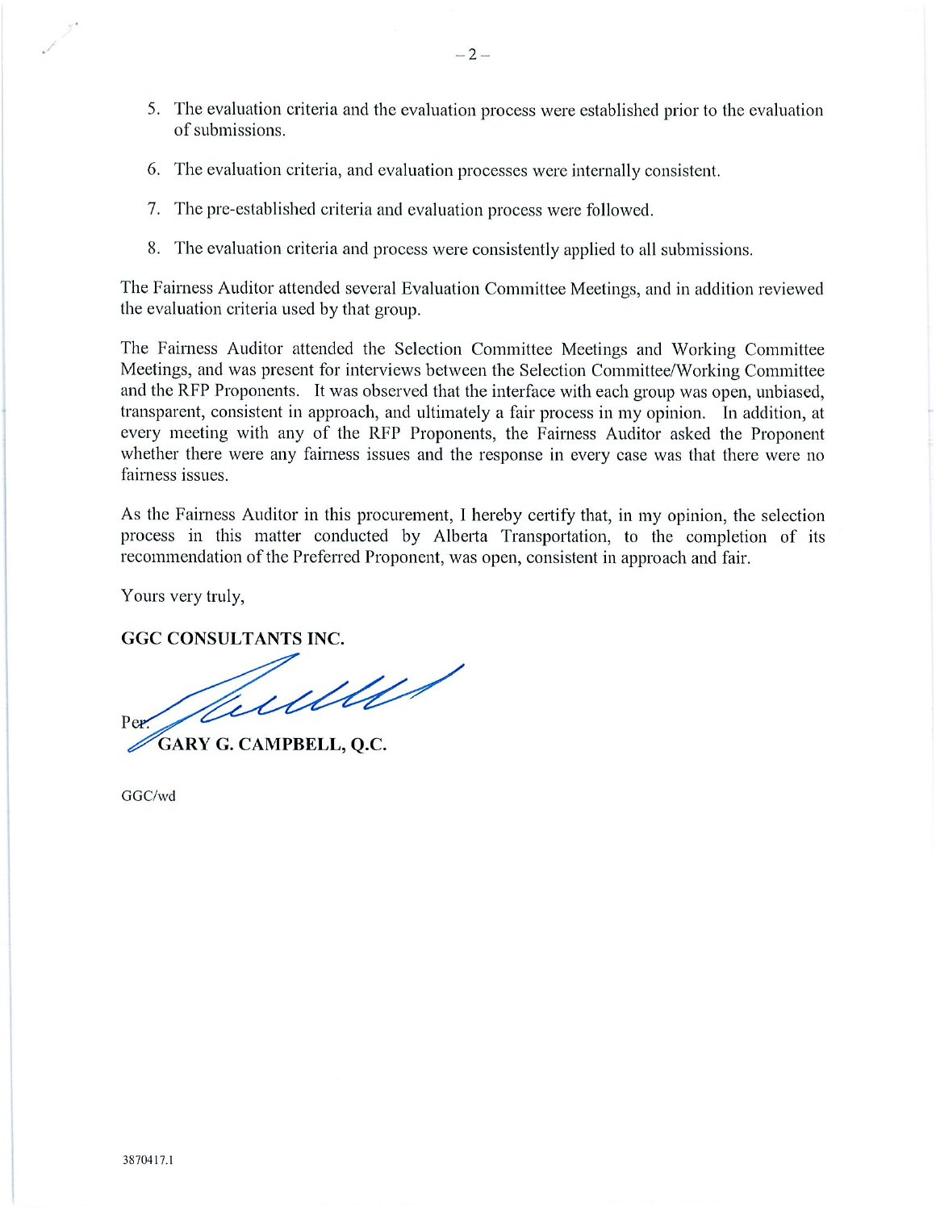5. The evaluation criteria and the evaluation process were established prior to the evaluation of submissions.

6. The evaluation criteria, and evaluation processes were internally consistent.

7. The pre-established criteria and evaluation process were followed.

8. The evaluation criteria and process were consistently applied to all submissions.

The Fairness Auditor attended several Evaluation Committee Meetings, and in addition reviewed the evaluation criteria used by that group.

The Fairness Auditor attended the Selection Committee Meetings and Working Committee Meetings, and was present for interviews between the Selection Committee/Working Committee and the RFP Proponents. It was observed that the interface with each group was open, unbiased, transparent, consistent in approach, and ultimately a fair process in my opinion. In addition, at every meeting with any of the RFP Proponents, the Fairness Auditor asked the Proponent whether there were any fairness issues and the response in every case was that there were no fairness issues.

As the Fairness Auditor in this procurement, I hereby certify that, in my opinion, the selection process in this matter conducted by Alberta Transportation, to the completion of its recommendation of the Preferred Proponent, was open, consistent in approach and fair.

Yours very truly,

**GGC CONSULTANTS INC.**

Per: 
**GARY G. CAMPBELL, Q.C.**

GGC/wd

3870417.1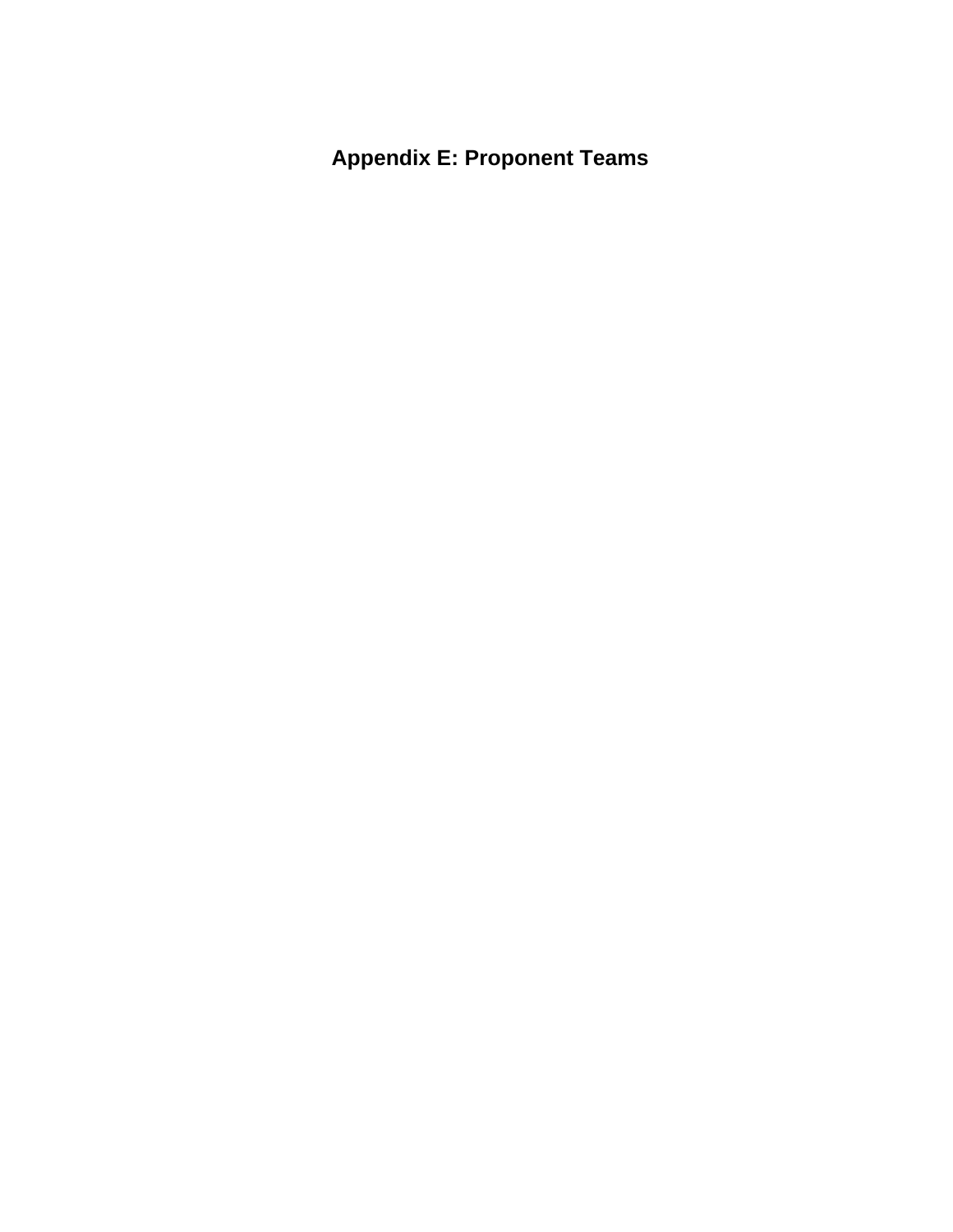# Appendix E: Proponent Teams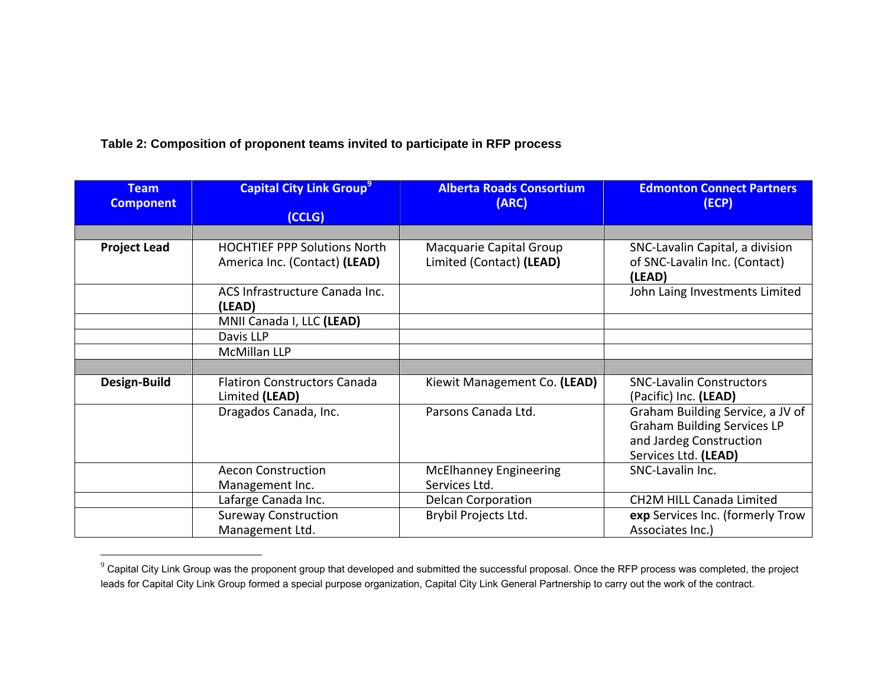**Table 2: Composition of proponent teams invited to participate in RFP process**

| Team Component | Capital City Link Group[9] (CCLG) | Alberta Roads Consortium (ARC) | Edmonton Connect Partners (ECP) |
|---|---|---|---|
| | | | |
| **Project Lead** | HOCHTIEF PPP Solutions North America Inc. (Contact) **(LEAD)** | Macquarie Capital Group Limited (Contact) **(LEAD)** | SNC-Lavalin Capital, a division of SNC-Lavalin Inc. (Contact) **(LEAD)** |
| | ACS Infrastructure Canada Inc. **(LEAD)** | | John Laing Investments Limited |
| | MNII Canada I, LLC **(LEAD)** | | |
| | Davis LLP | | |
| | McMillan LLP | | |
| | | | |
| **Design-Build** | Flatiron Constructors Canada Limited **(LEAD)** | Kiewit Management Co. **(LEAD)** | SNC-Lavalin Constructors (Pacific) Inc. **(LEAD)** |
| | Dragados Canada, Inc. | Parsons Canada Ltd. | Graham Building Service, a JV of Graham Building Services LP and Jardeg Construction Services Ltd. **(LEAD)** |
| | Aecon Construction Management Inc. | McElhanney Engineering Services Ltd. | SNC-Lavalin Inc. |
| | Lafarge Canada Inc. | Delcan Corporation | CH2M HILL Canada Limited |
| | Sureway Construction Management Ltd. | Brybil Projects Ltd. | **exp** Services Inc. (formerly Trow Associates Inc.) |

[9] Capital City Link Group was the proponent group that developed and submitted the successful proposal. Once the RFP process was completed, the project leads for Capital City Link Group formed a special purpose organization, Capital City Link General Partnership to carry out the work of the contract.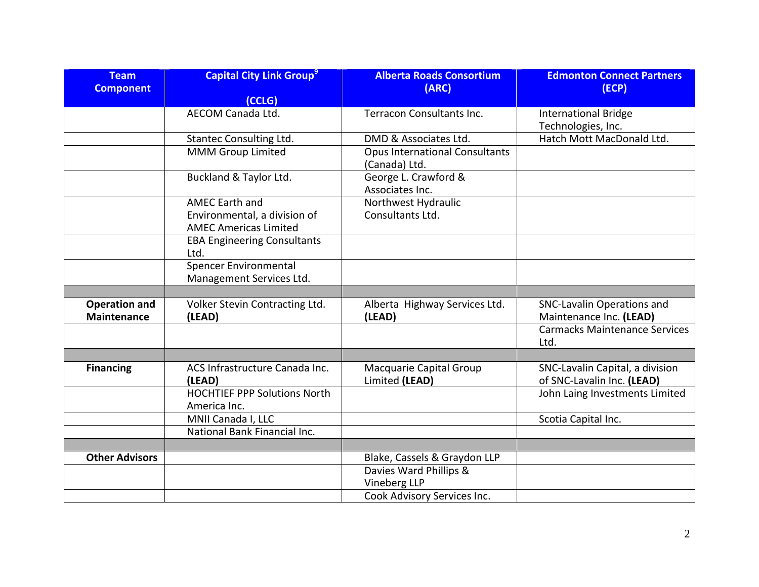| Team Component | Capital City Link Group[9] (CCLG) | Alberta Roads Consortium (ARC) | Edmonton Connect Partners (ECP) |
|---|---|---|---|
| | AECOM Canada Ltd. | Terracon Consultants Inc. | International Bridge Technologies, Inc. |
| | Stantec Consulting Ltd. | DMD & Associates Ltd. | Hatch Mott MacDonald Ltd. |
| | MMM Group Limited | Opus International Consultants (Canada) Ltd. | |
| | Buckland & Taylor Ltd. | George L. Crawford & Associates Inc. | |
| | AMEC Earth and Environmental, a division of AMEC Americas Limited | Northwest Hydraulic Consultants Ltd. | |
| | EBA Engineering Consultants Ltd. | | |
| | Spencer Environmental Management Services Ltd. | | |
| | | | |
| **Operation and Maintenance** | Volker Stevin Contracting Ltd. **(LEAD)** | Alberta Highway Services Ltd. **(LEAD)** | SNC-Lavalin Operations and Maintenance Inc. **(LEAD)** |
| | | | Carmacks Maintenance Services Ltd. |
| | | | |
| **Financing** | ACS Infrastructure Canada Inc. **(LEAD)** | Macquarie Capital Group Limited **(LEAD)** | SNC-Lavalin Capital, a division of SNC-Lavalin Inc. **(LEAD)** |
| | HOCHTIEF PPP Solutions North America Inc. | | John Laing Investments Limited |
| | MNII Canada I, LLC | | Scotia Capital Inc. |
| | National Bank Financial Inc. | | |
| | | | |
| **Other Advisors** | | Blake, Cassels & Graydon LLP | |
| | | Davies Ward Phillips & Vineberg LLP | |
| | | Cook Advisory Services Inc. | |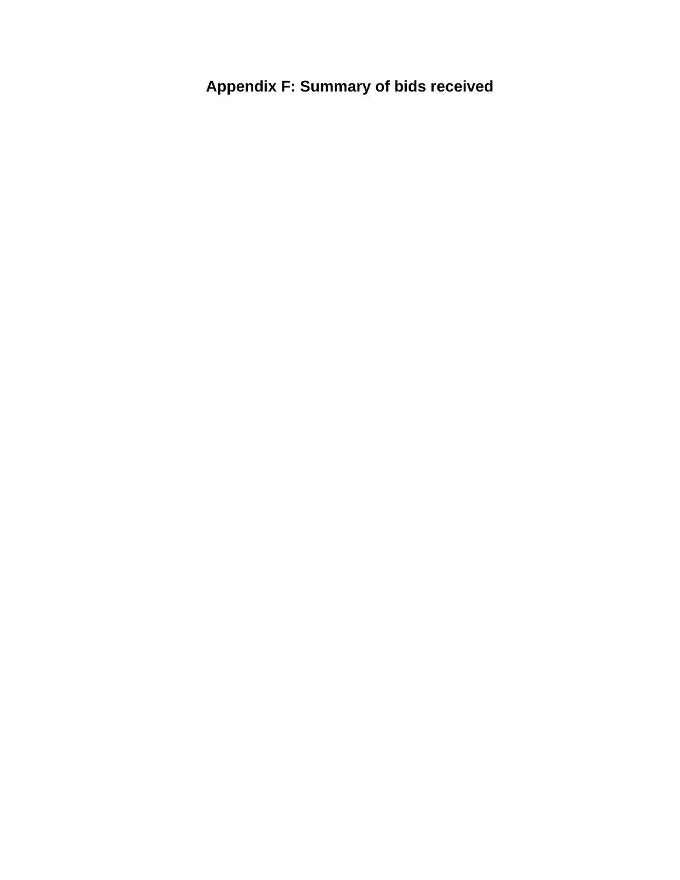# Appendix F: Summary of bids received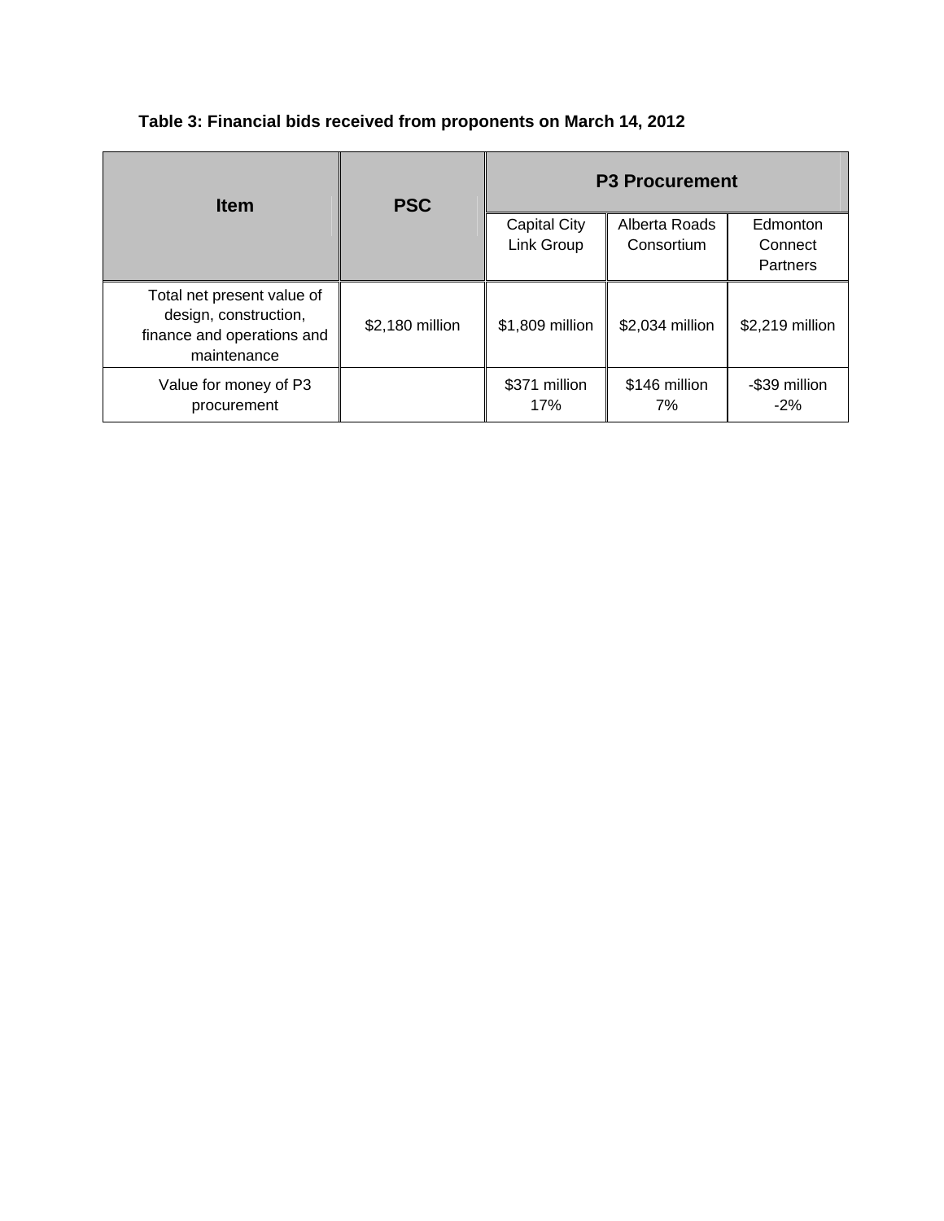**Table 3: Financial bids received from proponents on March 14, 2012**

| Item | PSC | P3 Procurement | | |
|---|---|---|---|---|
| | | Capital City Link Group | Alberta Roads Consortium | Edmonton Connect Partners |
| Total net present value of design, construction, finance and operations and maintenance | $2,180 million | $1,809 million | $2,034 million | $2,219 million |
| Value for money of P3 procurement | | $371 million 17% | $146 million 7% | -$39 million -2% |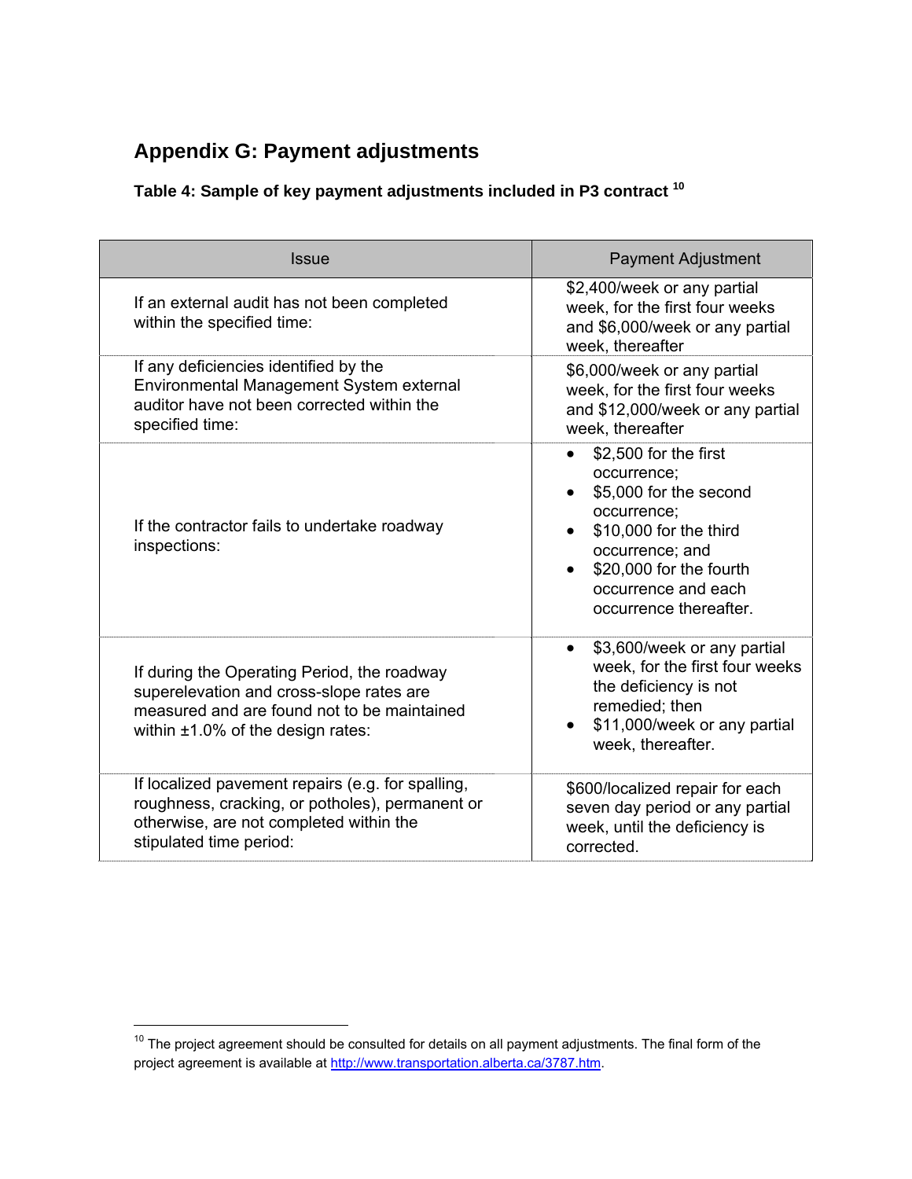## Appendix G: Payment adjustments

**Table 4: Sample of key payment adjustments included in P3 contract** [10]

| Issue | Payment Adjustment |
|---|---|
| If an external audit has not been completed within the specified time: | $2,400/week or any partial week, for the first four weeks and $6,000/week or any partial week, thereafter |
| If any deficiencies identified by the Environmental Management System external auditor have not been corrected within the specified time: | $6,000/week or any partial week, for the first four weeks and $12,000/week or any partial week, thereafter |
| If the contractor fails to undertake roadway inspections: | • $2,500 for the first occurrence;<br>• $5,000 for the second occurrence;<br>• $10,000 for the third occurrence; and<br>• $20,000 for the fourth occurrence and each occurrence thereafter. |
| If during the Operating Period, the roadway superelevation and cross-slope rates are measured and are found not to be maintained within ±1.0% of the design rates: | • $3,600/week or any partial week, for the first four weeks the deficiency is not remedied; then<br>• $11,000/week or any partial week, thereafter. |
| If localized pavement repairs (e.g. for spalling, roughness, cracking, or potholes), permanent or otherwise, are not completed within the stipulated time period: | $600/localized repair for each seven day period or any partial week, until the deficiency is corrected. |

[10] The project agreement should be consulted for details on all payment adjustments. The final form of the project agreement is available at http://www.transportation.alberta.ca/3787.htm.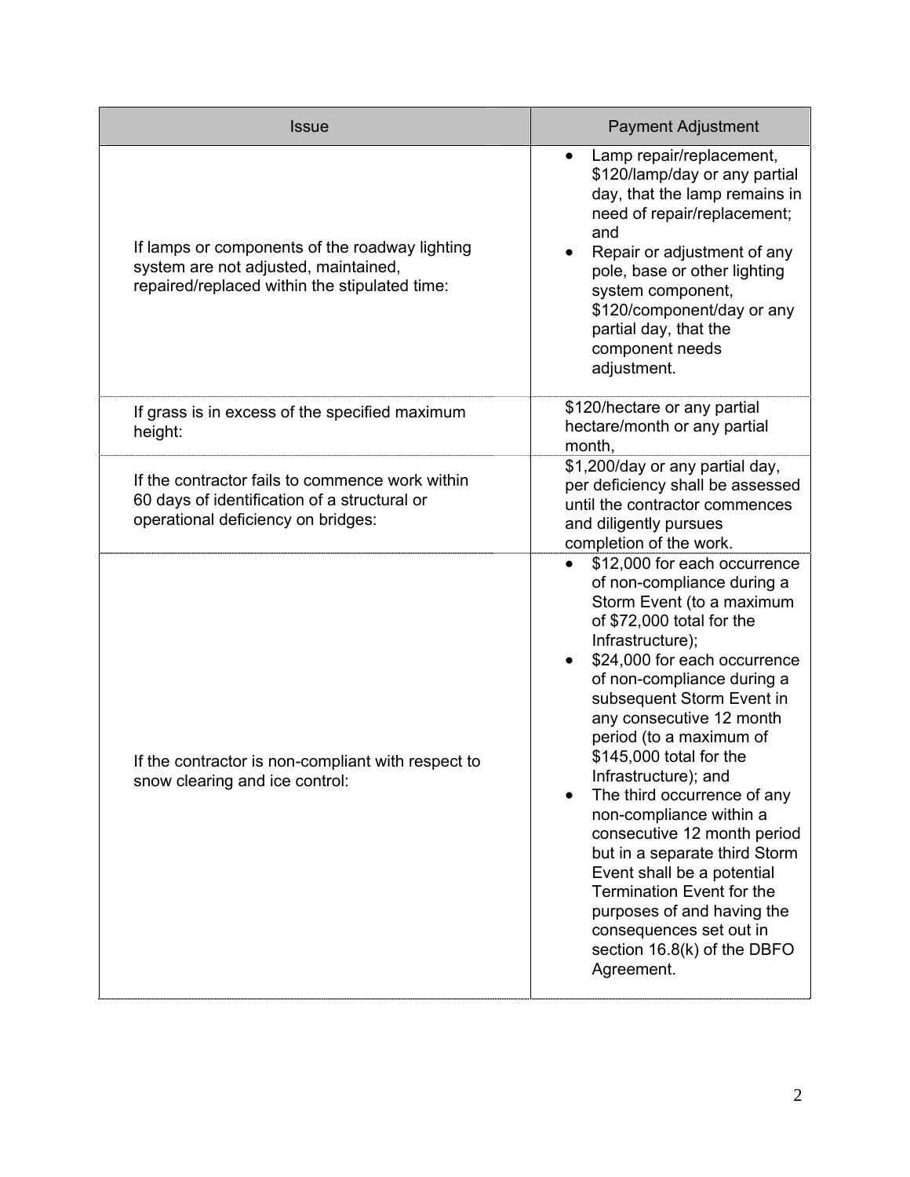| Issue | Payment Adjustment |
|---|---|
| If lamps or components of the roadway lighting system are not adjusted, maintained, repaired/replaced within the stipulated time: | • Lamp repair/replacement, \$120/lamp/day or any partial day, that the lamp remains in need of repair/replacement; and<br>• Repair or adjustment of any pole, base or other lighting system component, \$120/component/day or any partial day, that the component needs adjustment. |
| If grass is in excess of the specified maximum height: | \$120/hectare or any partial hectare/month or any partial month, |
| If the contractor fails to commence work within 60 days of identification of a structural or operational deficiency on bridges: | \$1,200/day or any partial day, per deficiency shall be assessed until the contractor commences and diligently pursues completion of the work. |
| If the contractor is non-compliant with respect to snow clearing and ice control: | • \$12,000 for each occurrence of non-compliance during a Storm Event (to a maximum of \$72,000 total for the Infrastructure);<br>• \$24,000 for each occurrence of non-compliance during a subsequent Storm Event in any consecutive 12 month period (to a maximum of \$145,000 total for the Infrastructure); and<br>• The third occurrence of any non-compliance within a consecutive 12 month period but in a separate third Storm Event shall be a potential Termination Event for the purposes of and having the consequences set out in section 16.8(k) of the DBFO Agreement. |